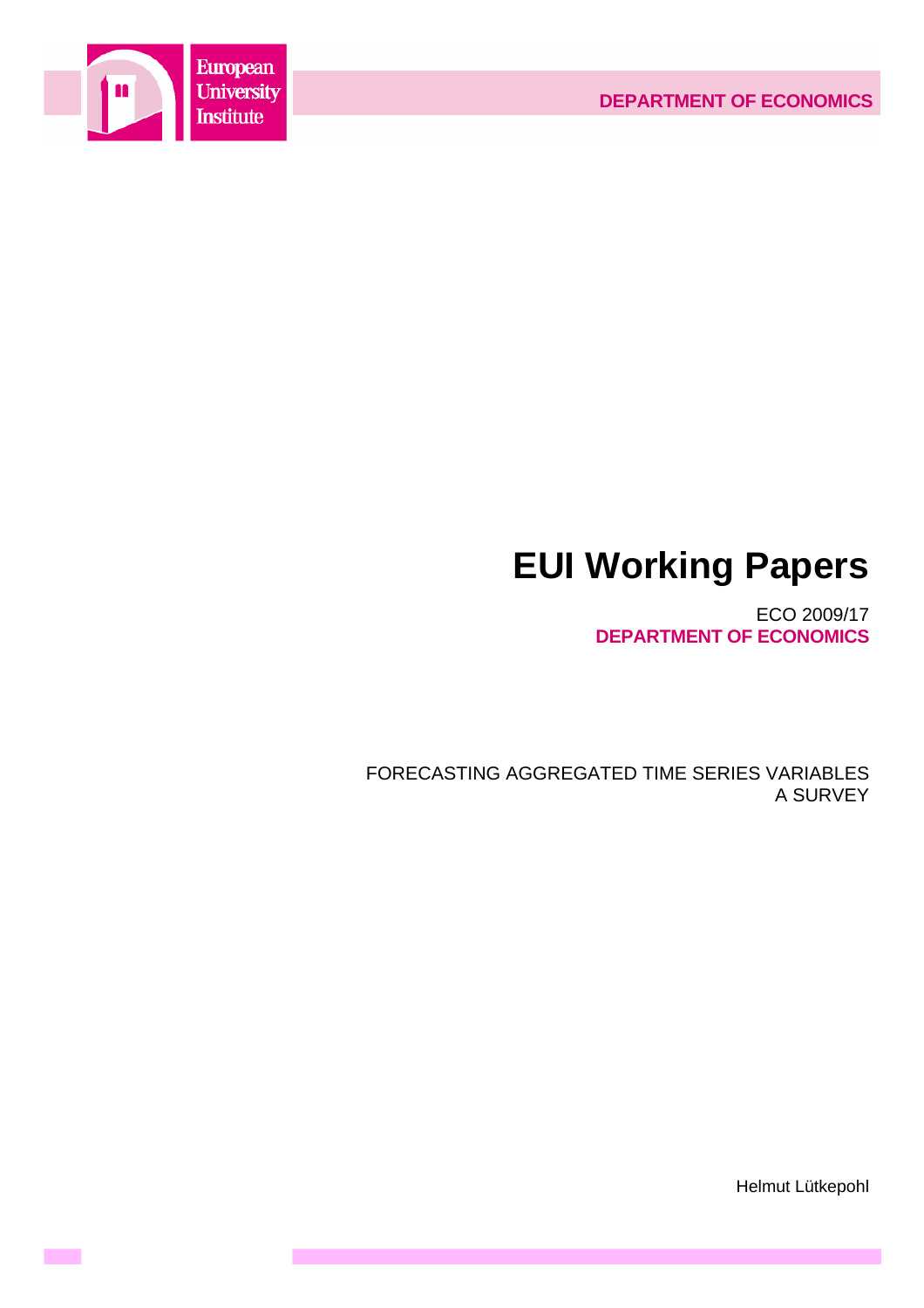European University Institute

DEPARTMENT OF ECONOMICS

# EUI Working Papers

ECO 2009/17

**DEPARTMENT OF ECONOMICS**

FORECASTING AGGREGATED TIME SERIES VARIABLES
A SURVEY

Helmut Lütkepohl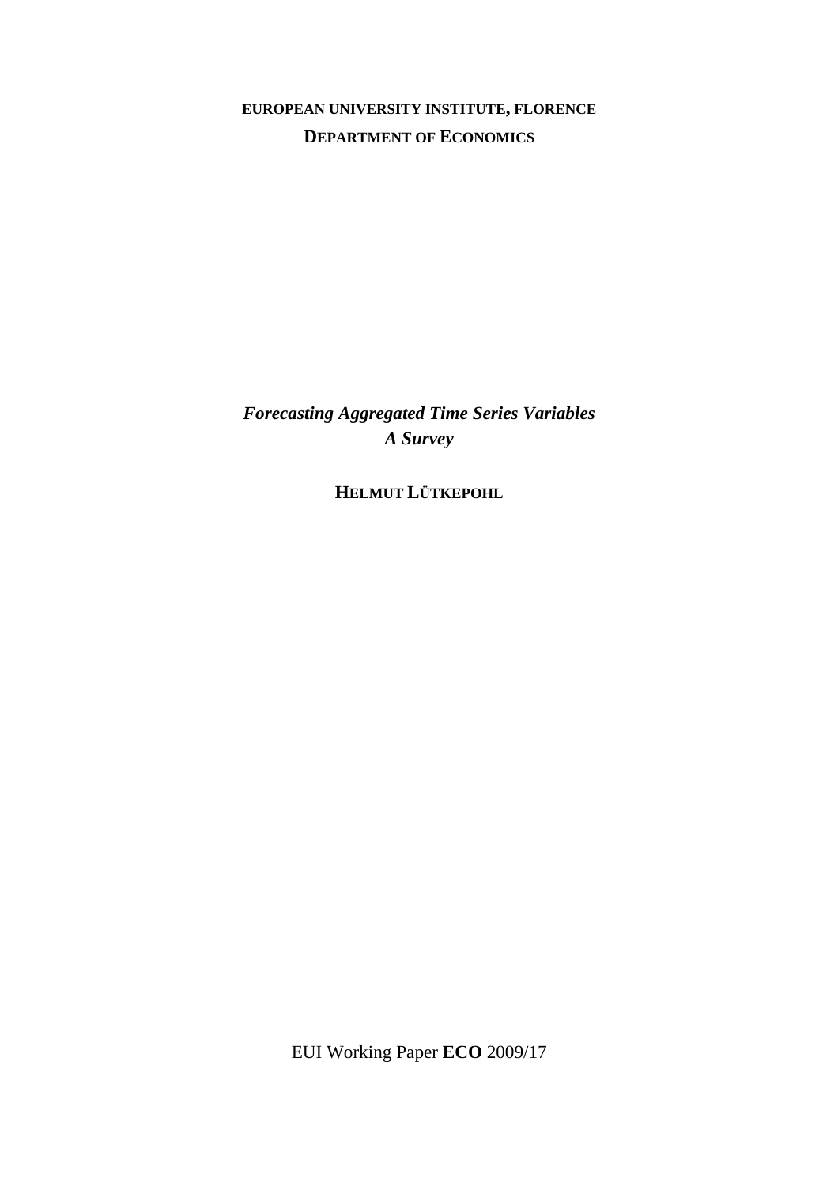**EUROPEAN UNIVERSITY INSTITUTE, FLORENCE**

**DEPARTMENT OF ECONOMICS**

***Forecasting Aggregated Time Series Variables***
***A Survey***

**HELMUT LÜTKEPOHL**

EUI Working Paper **ECO** 2009/17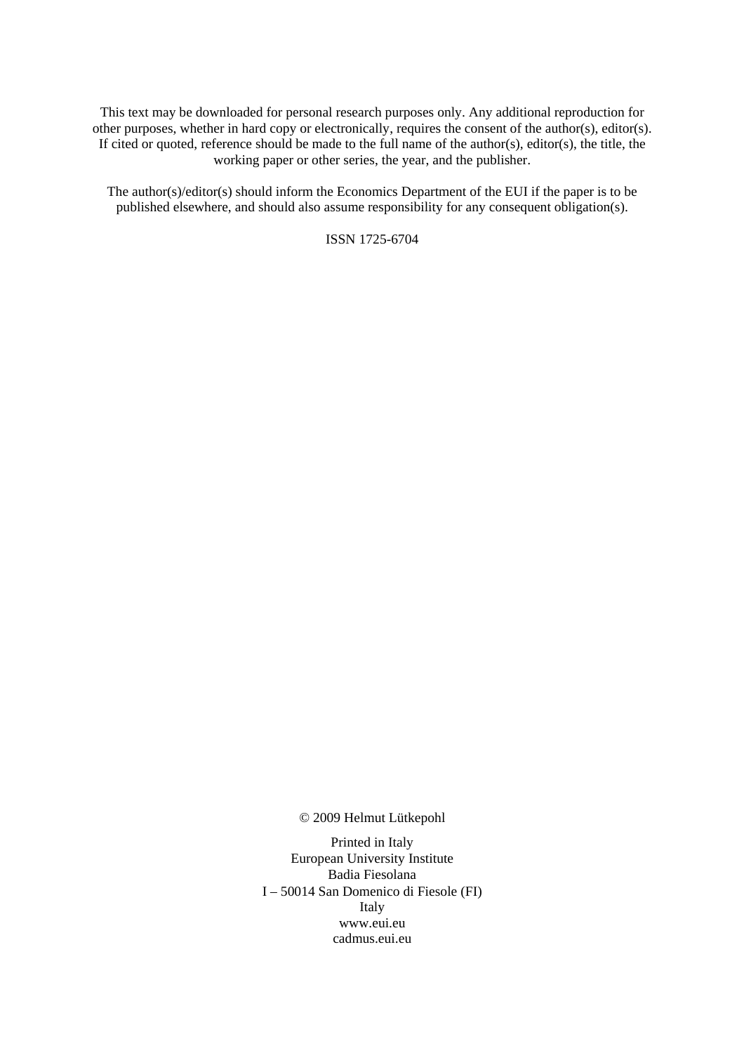This text may be downloaded for personal research purposes only. Any additional reproduction for other purposes, whether in hard copy or electronically, requires the consent of the author(s), editor(s). If cited or quoted, reference should be made to the full name of the author(s), editor(s), the title, the working paper or other series, the year, and the publisher.

The author(s)/editor(s) should inform the Economics Department of the EUI if the paper is to be published elsewhere, and should also assume responsibility for any consequent obligation(s).

ISSN 1725-6704

© 2009 Helmut Lütkepohl

Printed in Italy
European University Institute
Badia Fiesolana
I – 50014 San Domenico di Fiesole (FI)
Italy
www.eui.eu
cadmus.eui.eu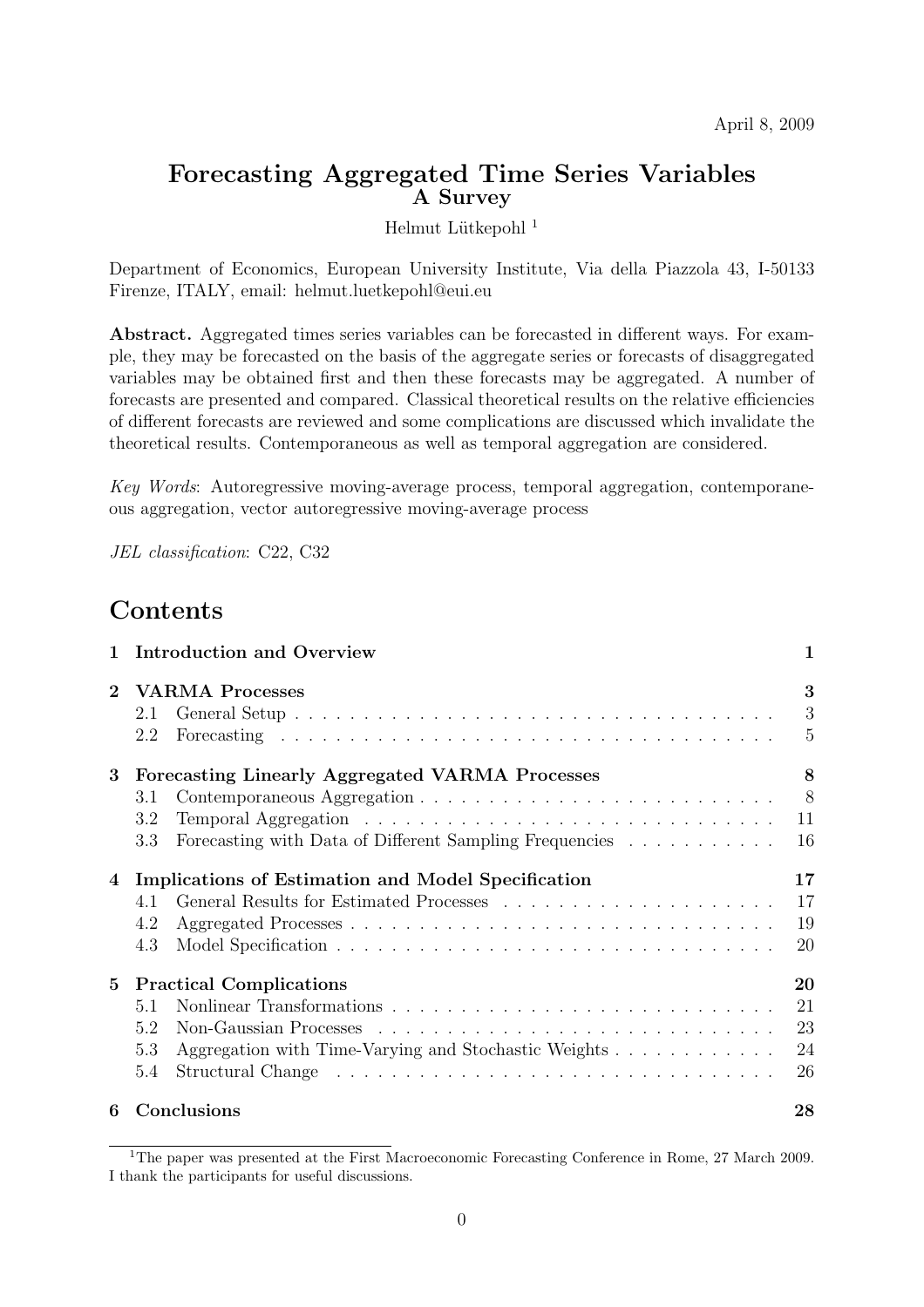April 8, 2009

# Forecasting Aggregated Time Series Variables
## A Survey

Helmut Lütkepohl [1]

Department of Economics, European University Institute, Via della Piazzola 43, I-50133 Firenze, ITALY, email: helmut.luetkepohl@eui.eu

**Abstract.** Aggregated times series variables can be forecasted in different ways. For example, they may be forecasted on the basis of the aggregate series or forecasts of disaggregated variables may be obtained first and then these forecasts may be aggregated. A number of forecasts are presented and compared. Classical theoretical results on the relative efficiencies of different forecasts are reviewed and some complications are discussed which invalidate the theoretical results. Contemporaneous as well as temporal aggregation are considered.

*Key Words*: Autoregressive moving-average process, temporal aggregation, contemporaneous aggregation, vector autoregressive moving-average process

*JEL classification*: C22, C32

# Contents

| | | |
|---|---|---|
| **1** | **Introduction and Overview** | **1** |
| **2** | **VARMA Processes** | **3** |
| 2.1 | General Setup | 3 |
| 2.2 | Forecasting | 5 |
| **3** | **Forecasting Linearly Aggregated VARMA Processes** | **8** |
| 3.1 | Contemporaneous Aggregation | 8 |
| 3.2 | Temporal Aggregation | 11 |
| 3.3 | Forecasting with Data of Different Sampling Frequencies | 16 |
| **4** | **Implications of Estimation and Model Specification** | **17** |
| 4.1 | General Results for Estimated Processes | 17 |
| 4.2 | Aggregated Processes | 19 |
| 4.3 | Model Specification | 20 |
| **5** | **Practical Complications** | **20** |
| 5.1 | Nonlinear Transformations | 21 |
| 5.2 | Non-Gaussian Processes | 23 |
| 5.3 | Aggregation with Time-Varying and Stochastic Weights | 24 |
| 5.4 | Structural Change | 26 |
| **6** | **Conclusions** | **28** |

[1] The paper was presented at the First Macroeconomic Forecasting Conference in Rome, 27 March 2009. I thank the participants for useful discussions.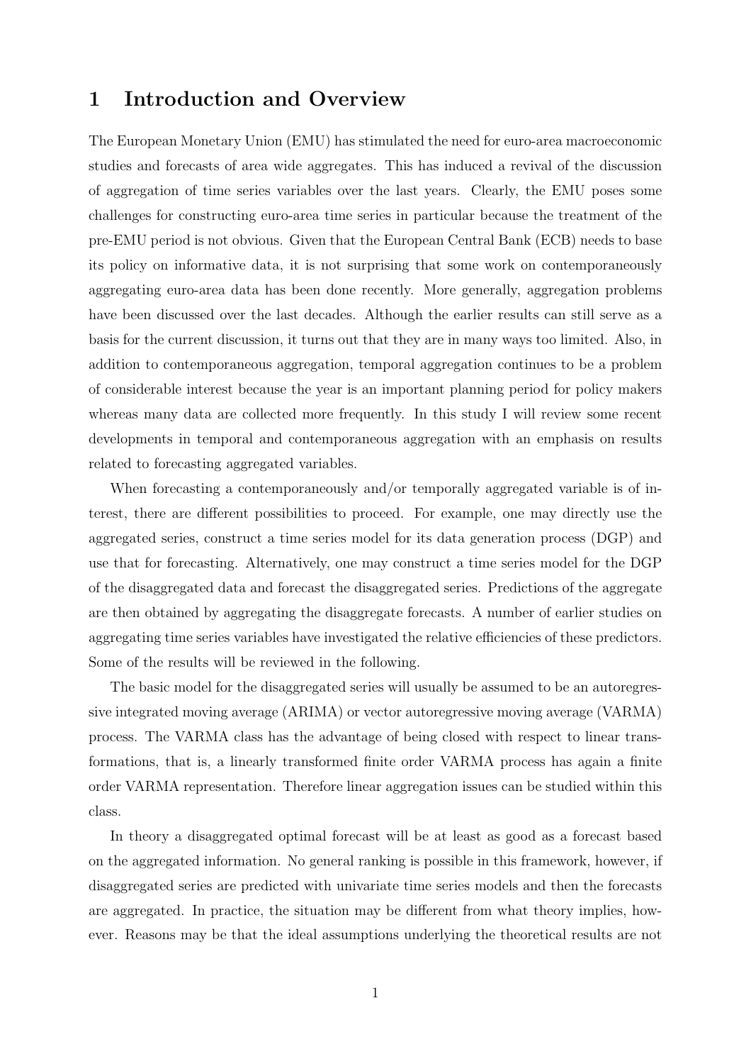# 1 Introduction and Overview

The European Monetary Union (EMU) has stimulated the need for euro-area macroeconomic studies and forecasts of area wide aggregates. This has induced a revival of the discussion of aggregation of time series variables over the last years. Clearly, the EMU poses some challenges for constructing euro-area time series in particular because the treatment of the pre-EMU period is not obvious. Given that the European Central Bank (ECB) needs to base its policy on informative data, it is not surprising that some work on contemporaneously aggregating euro-area data has been done recently. More generally, aggregation problems have been discussed over the last decades. Although the earlier results can still serve as a basis for the current discussion, it turns out that they are in many ways too limited. Also, in addition to contemporaneous aggregation, temporal aggregation continues to be a problem of considerable interest because the year is an important planning period for policy makers whereas many data are collected more frequently. In this study I will review some recent developments in temporal and contemporaneous aggregation with an emphasis on results related to forecasting aggregated variables.

When forecasting a contemporaneously and/or temporally aggregated variable is of interest, there are different possibilities to proceed. For example, one may directly use the aggregated series, construct a time series model for its data generation process (DGP) and use that for forecasting. Alternatively, one may construct a time series model for the DGP of the disaggregated data and forecast the disaggregated series. Predictions of the aggregate are then obtained by aggregating the disaggregate forecasts. A number of earlier studies on aggregating time series variables have investigated the relative efficiencies of these predictors. Some of the results will be reviewed in the following.

The basic model for the disaggregated series will usually be assumed to be an autoregressive integrated moving average (ARIMA) or vector autoregressive moving average (VARMA) process. The VARMA class has the advantage of being closed with respect to linear transformations, that is, a linearly transformed finite order VARMA process has again a finite order VARMA representation. Therefore linear aggregation issues can be studied within this class.

In theory a disaggregated optimal forecast will be at least as good as a forecast based on the aggregated information. No general ranking is possible in this framework, however, if disaggregated series are predicted with univariate time series models and then the forecasts are aggregated. In practice, the situation may be different from what theory implies, however. Reasons may be that the ideal assumptions underlying the theoretical results are not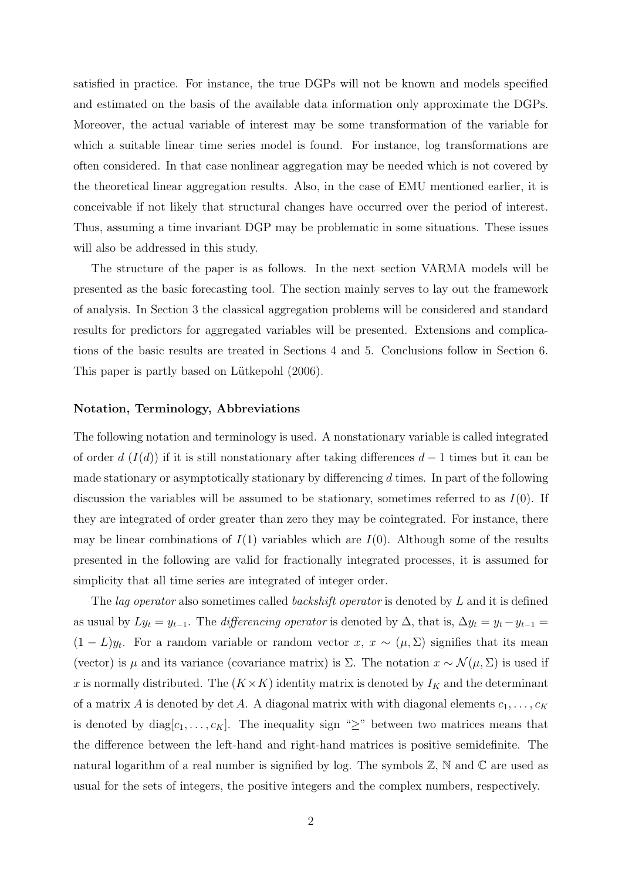satisfied in practice. For instance, the true DGPs will not be known and models specified and estimated on the basis of the available data information only approximate the DGPs. Moreover, the actual variable of interest may be some transformation of the variable for which a suitable linear time series model is found. For instance, log transformations are often considered. In that case nonlinear aggregation may be needed which is not covered by the theoretical linear aggregation results. Also, in the case of EMU mentioned earlier, it is conceivable if not likely that structural changes have occurred over the period of interest. Thus, assuming a time invariant DGP may be problematic in some situations. These issues will also be addressed in this study.

The structure of the paper is as follows. In the next section VARMA models will be presented as the basic forecasting tool. The section mainly serves to lay out the framework of analysis. In Section 3 the classical aggregation problems will be considered and standard results for predictors for aggregated variables will be presented. Extensions and complications of the basic results are treated in Sections 4 and 5. Conclusions follow in Section 6. This paper is partly based on Lütkepohl (2006).

#### Notation, Terminology, Abbreviations

The following notation and terminology is used. A nonstationary variable is called integrated of order $d$ ($I(d)$) if it is still nonstationary after taking differences $d-1$ times but it can be made stationary or asymptotically stationary by differencing $d$ times. In part of the following discussion the variables will be assumed to be stationary, sometimes referred to as $I(0)$. If they are integrated of order greater than zero they may be cointegrated. For instance, there may be linear combinations of $I(1)$ variables which are $I(0)$. Although some of the results presented in the following are valid for fractionally integrated processes, it is assumed for simplicity that all time series are integrated of integer order.

The *lag operator* also sometimes called *backshift operator* is denoted by $L$ and it is defined as usual by $Ly_t = y_{t-1}$. The *differencing operator* is denoted by $\Delta$, that is, $\Delta y_t = y_t - y_{t-1} = (1-L)y_t$. For a random variable or random vector $x$, $x \sim (\mu, \Sigma)$ signifies that its mean (vector) is $\mu$ and its variance (covariance matrix) is $\Sigma$. The notation $x \sim \mathcal{N}(\mu, \Sigma)$ is used if $x$ is normally distributed. The $(K \times K)$ identity matrix is denoted by $I_K$ and the determinant of a matrix $A$ is denoted by $\det A$. A diagonal matrix with with diagonal elements $c_1, \ldots, c_K$ is denoted by $\text{diag}[c_1, \ldots, c_K]$. The inequality sign "$\geq$" between two matrices means that the difference between the left-hand and right-hand matrices is positive semidefinite. The natural logarithm of a real number is signified by log. The symbols $\mathbb{Z}$, $\mathbb{N}$ and $\mathbb{C}$ are used as usual for the sets of integers, the positive integers and the complex numbers, respectively.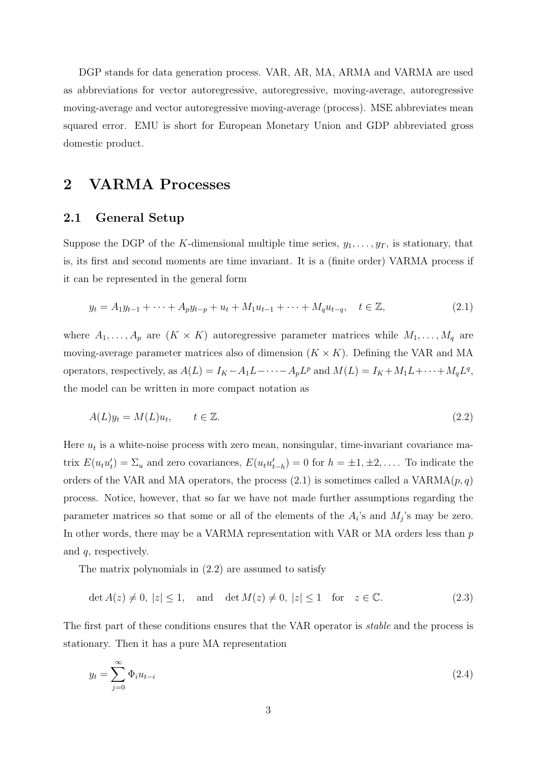DGP stands for data generation process. VAR, AR, MA, ARMA and VARMA are used as abbreviations for vector autoregressive, autoregressive, moving-average, autoregressive moving-average and vector autoregressive moving-average (process). MSE abbreviates mean squared error. EMU is short for European Monetary Union and GDP abbreviated gross domestic product.

# 2 VARMA Processes

## 2.1 General Setup

Suppose the DGP of the $K$-dimensional multiple time series, $y_1, \dots, y_T$, is stationary, that is, its first and second moments are time invariant. It is a (finite order) VARMA process if it can be represented in the general form

$$y_t = A_1 y_{t-1} + \cdots + A_p y_{t-p} + u_t + M_1 u_{t-1} + \cdots + M_q u_{t-q}, \quad t \in \mathbb{Z}, \tag{2.1}$$

where $A_1, \dots, A_p$ are $(K \times K)$ autoregressive parameter matrices while $M_1, \dots, M_q$ are moving-average parameter matrices also of dimension $(K \times K)$. Defining the VAR and MA operators, respectively, as $A(L) = I_K - A_1 L - \cdots - A_p L^p$ and $M(L) = I_K + M_1 L + \cdots + M_q L^q$, the model can be written in more compact notation as

$$A(L) y_t = M(L) u_t, \qquad t \in \mathbb{Z}. \tag{2.2}$$

Here $u_t$ is a white-noise process with zero mean, nonsingular, time-invariant covariance matrix $E(u_t u_t') = \Sigma_u$ and zero covariances, $E(u_t u_{t-h}') = 0$ for $h = \pm 1, \pm 2, \dots$. To indicate the orders of the VAR and MA operators, the process (2.1) is sometimes called a VARMA$(p, q)$ process. Notice, however, that so far we have not made further assumptions regarding the parameter matrices so that some or all of the elements of the $A_i$'s and $M_j$'s may be zero. In other words, there may be a VARMA representation with VAR or MA orders less than $p$ and $q$, respectively.

The matrix polynomials in (2.2) are assumed to satisfy

$$\det A(z) \neq 0, \ |z| \leq 1, \quad \text{and} \quad \det M(z) \neq 0, \ |z| \leq 1 \quad \text{for} \quad z \in \mathbb{C}. \tag{2.3}$$

The first part of these conditions ensures that the VAR operator is *stable* and the process is stationary. Then it has a pure MA representation

$$y_t = \sum_{j=0}^{\infty} \Phi_i u_{t-i} \tag{2.4}$$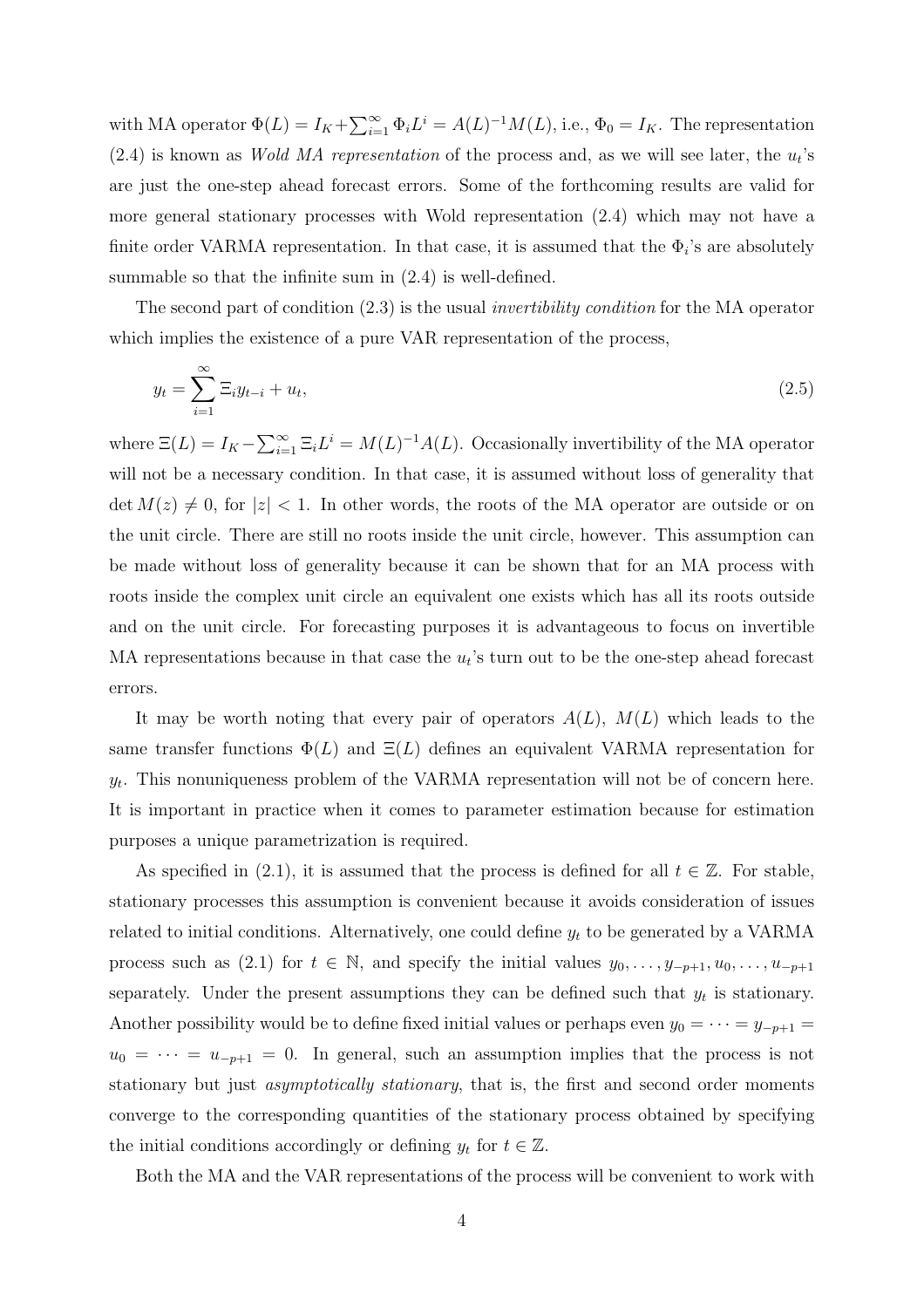with MA operator $\Phi(L) = I_K + \sum_{i=1}^{\infty} \Phi_i L^i = A(L)^{-1}M(L)$, i.e., $\Phi_0 = I_K$. The representation (2.4) is known as *Wold MA representation* of the process and, as we will see later, the $u_t$'s are just the one-step ahead forecast errors. Some of the forthcoming results are valid for more general stationary processes with Wold representation (2.4) which may not have a finite order VARMA representation. In that case, it is assumed that the $\Phi_i$'s are absolutely summable so that the infinite sum in (2.4) is well-defined.

The second part of condition (2.3) is the usual *invertibility condition* for the MA operator which implies the existence of a pure VAR representation of the process,

$$y_t = \sum_{i=1}^{\infty} \Xi_i y_{t-i} + u_t, \tag{2.5}$$

where $\Xi(L) = I_K - \sum_{i=1}^{\infty} \Xi_i L^i = M(L)^{-1}A(L)$. Occasionally invertibility of the MA operator will not be a necessary condition. In that case, it is assumed without loss of generality that $\det M(z) \neq 0$, for $|z| < 1$. In other words, the roots of the MA operator are outside or on the unit circle. There are still no roots inside the unit circle, however. This assumption can be made without loss of generality because it can be shown that for an MA process with roots inside the complex unit circle an equivalent one exists which has all its roots outside and on the unit circle. For forecasting purposes it is advantageous to focus on invertible MA representations because in that case the $u_t$'s turn out to be the one-step ahead forecast errors.

It may be worth noting that every pair of operators $A(L)$, $M(L)$ which leads to the same transfer functions $\Phi(L)$ and $\Xi(L)$ defines an equivalent VARMA representation for $y_t$. This nonuniqueness problem of the VARMA representation will not be of concern here. It is important in practice when it comes to parameter estimation because for estimation purposes a unique parametrization is required.

As specified in (2.1), it is assumed that the process is defined for all $t \in \mathbb{Z}$. For stable, stationary processes this assumption is convenient because it avoids consideration of issues related to initial conditions. Alternatively, one could define $y_t$ to be generated by a VARMA process such as (2.1) for $t \in \mathbb{N}$, and specify the initial values $y_0, \dots, y_{-p+1}, u_0, \dots, u_{-p+1}$ separately. Under the present assumptions they can be defined such that $y_t$ is stationary. Another possibility would be to define fixed initial values or perhaps even $y_0 = \dots = y_{-p+1} = u_0 = \dots = u_{-p+1} = 0$. In general, such an assumption implies that the process is not stationary but just *asymptotically stationary*, that is, the first and second order moments converge to the corresponding quantities of the stationary process obtained by specifying the initial conditions accordingly or defining $y_t$ for $t \in \mathbb{Z}$.

Both the MA and the VAR representations of the process will be convenient to work with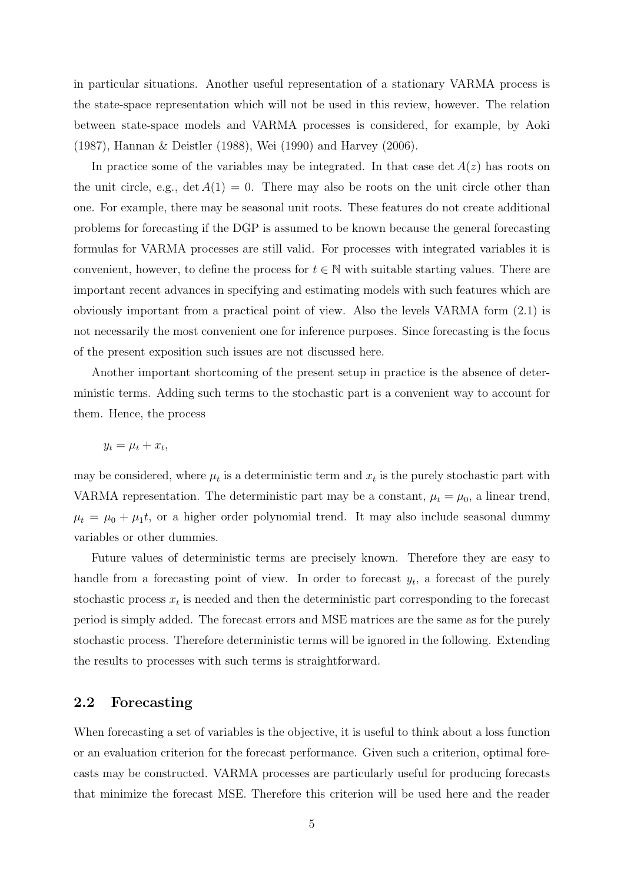in particular situations. Another useful representation of a stationary VARMA process is the state-space representation which will not be used in this review, however. The relation between state-space models and VARMA processes is considered, for example, by Aoki (1987), Hannan & Deistler (1988), Wei (1990) and Harvey (2006).

In practice some of the variables may be integrated. In that case $\det A(z)$ has roots on the unit circle, e.g., $\det A(1) = 0$. There may also be roots on the unit circle other than one. For example, there may be seasonal unit roots. These features do not create additional problems for forecasting if the DGP is assumed to be known because the general forecasting formulas for VARMA processes are still valid. For processes with integrated variables it is convenient, however, to define the process for $t \in \mathbb{N}$ with suitable starting values. There are important recent advances in specifying and estimating models with such features which are obviously important from a practical point of view. Also the levels VARMA form (2.1) is not necessarily the most convenient one for inference purposes. Since forecasting is the focus of the present exposition such issues are not discussed here.

Another important shortcoming of the present setup in practice is the absence of deterministic terms. Adding such terms to the stochastic part is a convenient way to account for them. Hence, the process

$$y_t = \mu_t + x_t,$$

may be considered, where $\mu_t$ is a deterministic term and $x_t$ is the purely stochastic part with VARMA representation. The deterministic part may be a constant, $\mu_t = \mu_0$, a linear trend, $\mu_t = \mu_0 + \mu_1 t$, or a higher order polynomial trend. It may also include seasonal dummy variables or other dummies.

Future values of deterministic terms are precisely known. Therefore they are easy to handle from a forecasting point of view. In order to forecast $y_t$, a forecast of the purely stochastic process $x_t$ is needed and then the deterministic part corresponding to the forecast period is simply added. The forecast errors and MSE matrices are the same as for the purely stochastic process. Therefore deterministic terms will be ignored in the following. Extending the results to processes with such terms is straightforward.

## 2.2 Forecasting

When forecasting a set of variables is the objective, it is useful to think about a loss function or an evaluation criterion for the forecast performance. Given such a criterion, optimal forecasts may be constructed. VARMA processes are particularly useful for producing forecasts that minimize the forecast MSE. Therefore this criterion will be used here and the reader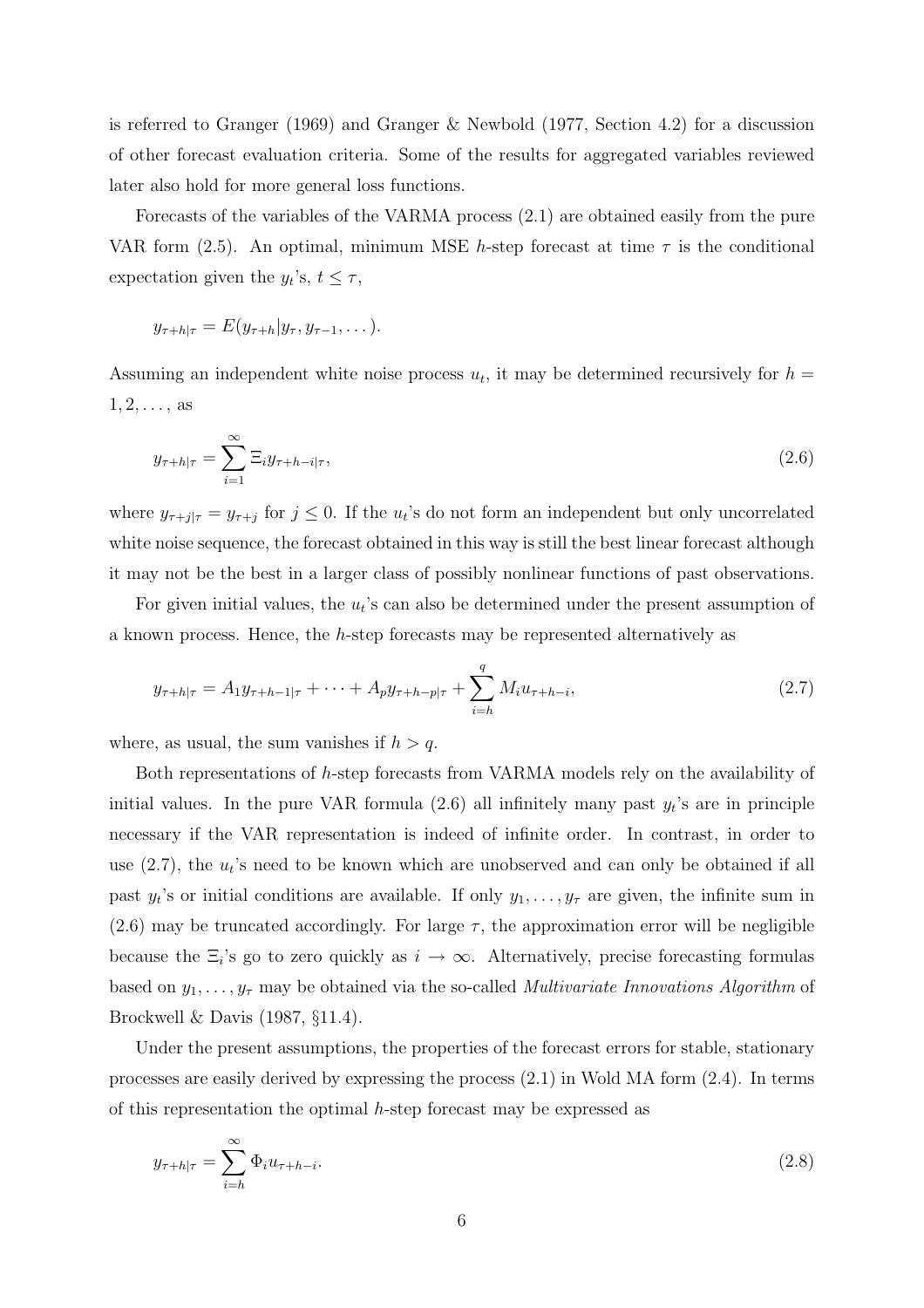is referred to Granger (1969) and Granger & Newbold (1977, Section 4.2) for a discussion of other forecast evaluation criteria. Some of the results for aggregated variables reviewed later also hold for more general loss functions.

Forecasts of the variables of the VARMA process (2.1) are obtained easily from the pure VAR form (2.5). An optimal, minimum MSE $h$-step forecast at time $\tau$ is the conditional expectation given the $y_t$'s, $t \leq \tau$,

$$y_{\tau+h|\tau} = E(y_{\tau+h}|y_\tau, y_{\tau-1}, \dots).$$

Assuming an independent white noise process $u_t$, it may be determined recursively for $h = 1, 2, \dots,$ as

$$y_{\tau+h|\tau} = \sum_{i=1}^{\infty} \Xi_i y_{\tau+h-i|\tau}, \tag{2.6}$$

where $y_{\tau+j|\tau} = y_{\tau+j}$ for $j \leq 0$. If the $u_t$'s do not form an independent but only uncorrelated white noise sequence, the forecast obtained in this way is still the best linear forecast although it may not be the best in a larger class of possibly nonlinear functions of past observations.

For given initial values, the $u_t$'s can also be determined under the present assumption of a known process. Hence, the $h$-step forecasts may be represented alternatively as

$$y_{\tau+h|\tau} = A_1 y_{\tau+h-1|\tau} + \cdots + A_p y_{\tau+h-p|\tau} + \sum_{i=h}^{q} M_i u_{\tau+h-i}, \tag{2.7}$$

where, as usual, the sum vanishes if $h > q$.

Both representations of $h$-step forecasts from VARMA models rely on the availability of initial values. In the pure VAR formula (2.6) all infinitely many past $y_t$'s are in principle necessary if the VAR representation is indeed of infinite order. In contrast, in order to use (2.7), the $u_t$'s need to be known which are unobserved and can only be obtained if all past $y_t$'s or initial conditions are available. If only $y_1, \dots, y_\tau$ are given, the infinite sum in (2.6) may be truncated accordingly. For large $\tau$, the approximation error will be negligible because the $\Xi_i$'s go to zero quickly as $i \to \infty$. Alternatively, precise forecasting formulas based on $y_1, \dots, y_\tau$ may be obtained via the so-called *Multivariate Innovations Algorithm* of Brockwell & Davis (1987, §11.4).

Under the present assumptions, the properties of the forecast errors for stable, stationary processes are easily derived by expressing the process (2.1) in Wold MA form (2.4). In terms of this representation the optimal $h$-step forecast may be expressed as

$$y_{\tau+h|\tau} = \sum_{i=h}^{\infty} \Phi_i u_{\tau+h-i}. \tag{2.8}$$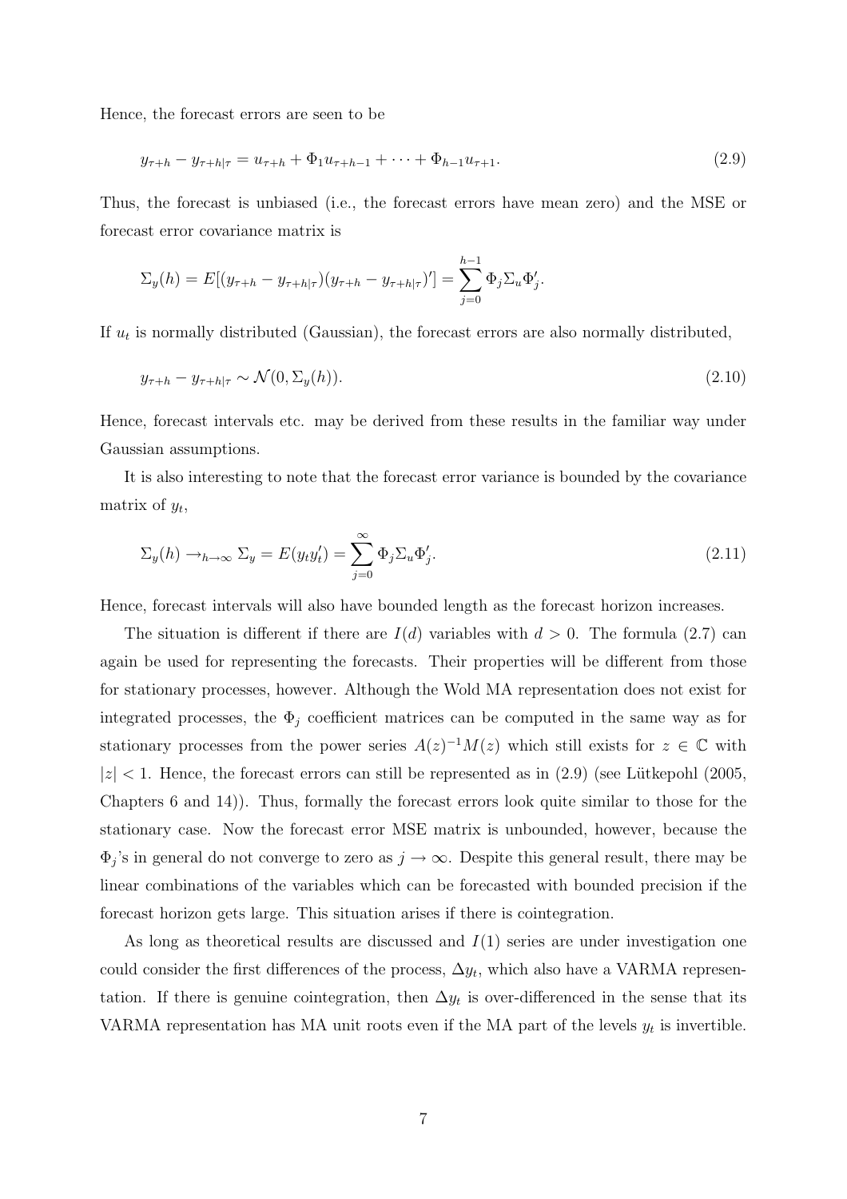Hence, the forecast errors are seen to be

$$y_{\tau+h} - y_{\tau+h|\tau} = u_{\tau+h} + \Phi_1 u_{\tau+h-1} + \cdots + \Phi_{h-1} u_{\tau+1}. \tag{2.9}$$

Thus, the forecast is unbiased (i.e., the forecast errors have mean zero) and the MSE or forecast error covariance matrix is

$$\Sigma_y(h) = E[(y_{\tau+h} - y_{\tau+h|\tau})(y_{\tau+h} - y_{\tau+h|\tau})'] = \sum_{j=0}^{h-1} \Phi_j \Sigma_u \Phi_j'.$$

If $u_t$ is normally distributed (Gaussian), the forecast errors are also normally distributed,

$$y_{\tau+h} - y_{\tau+h|\tau} \sim \mathcal{N}(0, \Sigma_y(h)). \tag{2.10}$$

Hence, forecast intervals etc. may be derived from these results in the familiar way under Gaussian assumptions.

It is also interesting to note that the forecast error variance is bounded by the covariance matrix of $y_t$,

$$\Sigma_y(h) \rightarrow_{h\to\infty} \Sigma_y = E(y_t y_t') = \sum_{j=0}^{\infty} \Phi_j \Sigma_u \Phi_j'. \tag{2.11}$$

Hence, forecast intervals will also have bounded length as the forecast horizon increases.

The situation is different if there are $I(d)$ variables with $d > 0$. The formula (2.7) can again be used for representing the forecasts. Their properties will be different from those for stationary processes, however. Although the Wold MA representation does not exist for integrated processes, the $\Phi_j$ coefficient matrices can be computed in the same way as for stationary processes from the power series $A(z)^{-1}M(z)$ which still exists for $z \in \mathbb{C}$ with $|z| < 1$. Hence, the forecast errors can still be represented as in (2.9) (see Lütkepohl (2005, Chapters 6 and 14)). Thus, formally the forecast errors look quite similar to those for the stationary case. Now the forecast error MSE matrix is unbounded, however, because the $\Phi_j$'s in general do not converge to zero as $j \to \infty$. Despite this general result, there may be linear combinations of the variables which can be forecasted with bounded precision if the forecast horizon gets large. This situation arises if there is cointegration.

As long as theoretical results are discussed and $I(1)$ series are under investigation one could consider the first differences of the process, $\Delta y_t$, which also have a VARMA representation. If there is genuine cointegration, then $\Delta y_t$ is over-differenced in the sense that its VARMA representation has MA unit roots even if the MA part of the levels $y_t$ is invertible.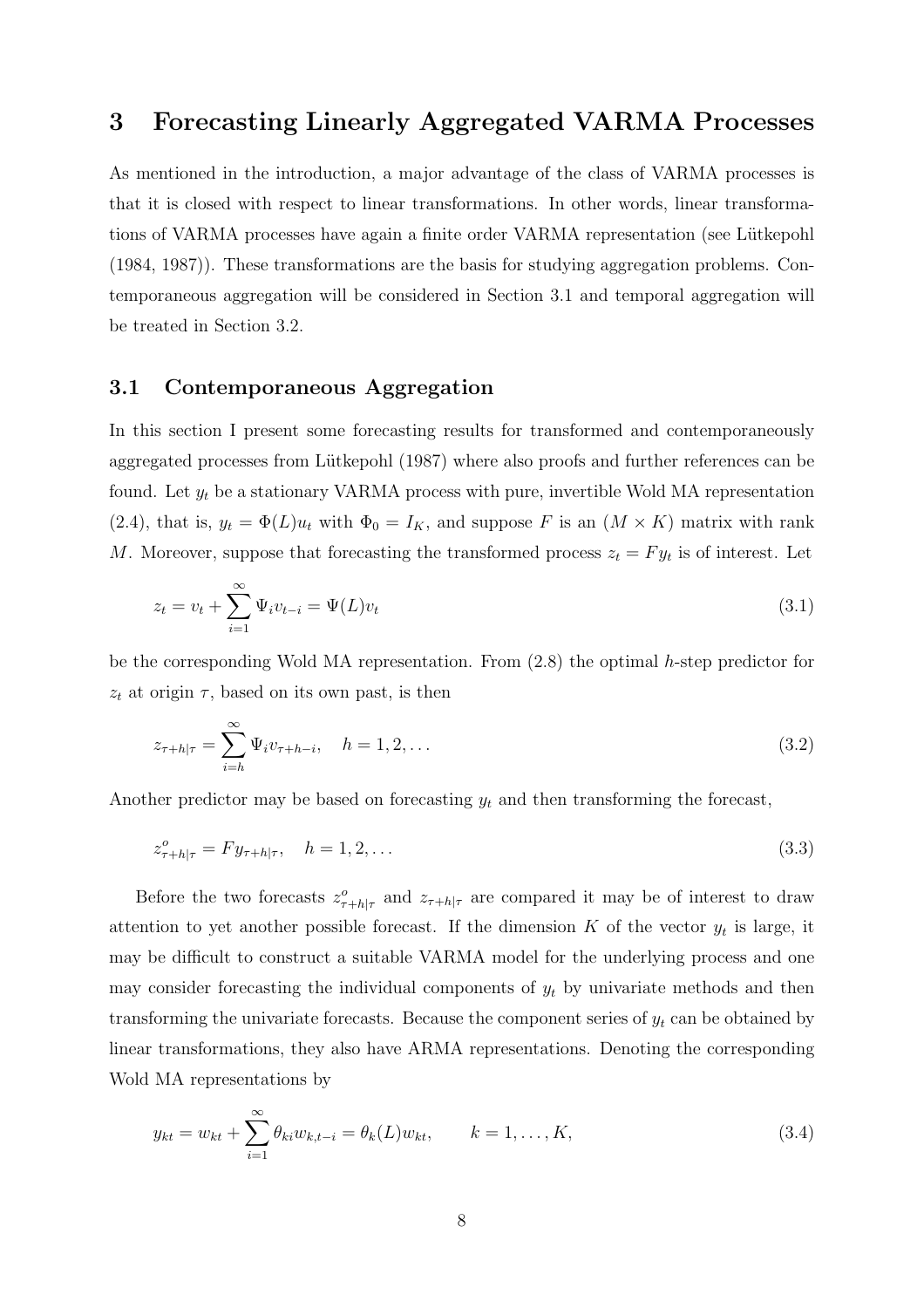# 3 Forecasting Linearly Aggregated VARMA Processes

As mentioned in the introduction, a major advantage of the class of VARMA processes is that it is closed with respect to linear transformations. In other words, linear transformations of VARMA processes have again a finite order VARMA representation (see Lütkepohl (1984, 1987)). These transformations are the basis for studying aggregation problems. Contemporaneous aggregation will be considered in Section 3.1 and temporal aggregation will be treated in Section 3.2.

## 3.1 Contemporaneous Aggregation

In this section I present some forecasting results for transformed and contemporaneously aggregated processes from Lütkepohl (1987) where also proofs and further references can be found. Let $y_t$ be a stationary VARMA process with pure, invertible Wold MA representation (2.4), that is, $y_t = \Phi(L)u_t$ with $\Phi_0 = I_K$, and suppose $F$ is an $(M \times K)$ matrix with rank $M$. Moreover, suppose that forecasting the transformed process $z_t = Fy_t$ is of interest. Let

$$z_t = v_t + \sum_{i=1}^{\infty} \Psi_i v_{t-i} = \Psi(L)v_t \tag{3.1}$$

be the corresponding Wold MA representation. From (2.8) the optimal $h$-step predictor for $z_t$ at origin $\tau$, based on its own past, is then

$$z_{\tau+h|\tau} = \sum_{i=h}^{\infty} \Psi_i v_{\tau+h-i}, \quad h = 1, 2, \ldots \tag{3.2}$$

Another predictor may be based on forecasting $y_t$ and then transforming the forecast,

$$z^o_{\tau+h|\tau} = Fy_{\tau+h|\tau}, \quad h = 1, 2, \ldots \tag{3.3}$$

Before the two forecasts $z^o_{\tau+h|\tau}$ and $z_{\tau+h|\tau}$ are compared it may be of interest to draw attention to yet another possible forecast. If the dimension $K$ of the vector $y_t$ is large, it may be difficult to construct a suitable VARMA model for the underlying process and one may consider forecasting the individual components of $y_t$ by univariate methods and then transforming the univariate forecasts. Because the component series of $y_t$ can be obtained by linear transformations, they also have ARMA representations. Denoting the corresponding Wold MA representations by

$$y_{kt} = w_{kt} + \sum_{i=1}^{\infty} \theta_{ki} w_{k,t-i} = \theta_k(L)w_{kt}, \qquad k = 1, \ldots, K, \tag{3.4}$$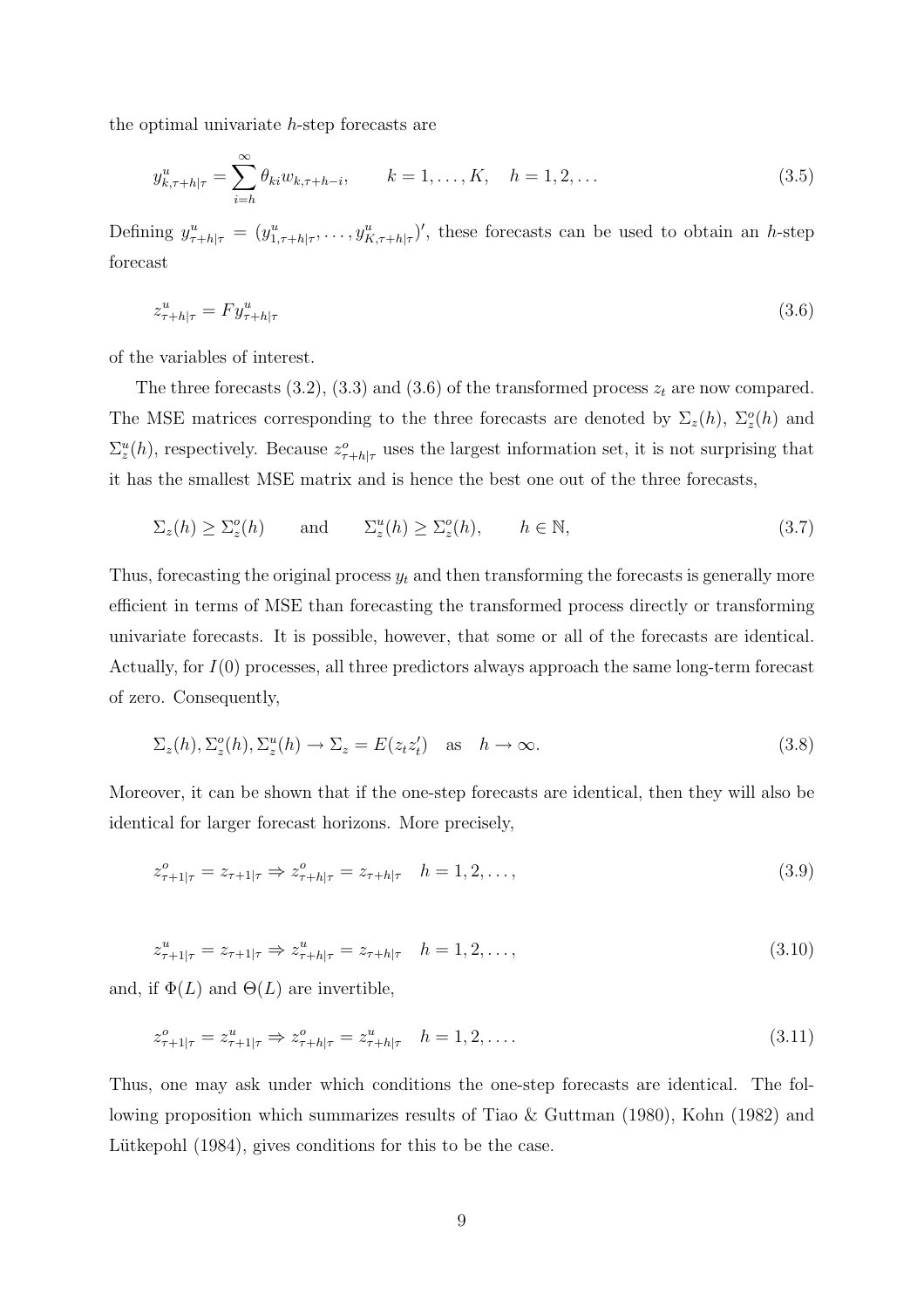the optimal univariate $h$-step forecasts are

$$y^u_{k,\tau+h|\tau} = \sum_{i=h}^{\infty} \theta_{ki} w_{k,\tau+h-i}, \qquad k = 1, \dots, K, \quad h = 1, 2, \dots \tag{3.5}$$

Defining $y^u_{\tau+h|\tau} = (y^u_{1,\tau+h|\tau}, \dots, y^u_{K,\tau+h|\tau})'$, these forecasts can be used to obtain an $h$-step forecast

$$z^u_{\tau+h|\tau} = F y^u_{\tau+h|\tau} \tag{3.6}$$

of the variables of interest.

The three forecasts (3.2), (3.3) and (3.6) of the transformed process $z_t$ are now compared. The MSE matrices corresponding to the three forecasts are denoted by $\Sigma_z(h)$, $\Sigma^o_z(h)$ and $\Sigma^u_z(h)$, respectively. Because $z^o_{\tau+h|\tau}$ uses the largest information set, it is not surprising that it has the smallest MSE matrix and is hence the best one out of the three forecasts,

$$\Sigma_z(h) \geq \Sigma^o_z(h) \qquad \text{and} \qquad \Sigma^u_z(h) \geq \Sigma^o_z(h), \qquad h \in \mathbb{N}, \tag{3.7}$$

Thus, forecasting the original process $y_t$ and then transforming the forecasts is generally more efficient in terms of MSE than forecasting the transformed process directly or transforming univariate forecasts. It is possible, however, that some or all of the forecasts are identical. Actually, for $I(0)$ processes, all three predictors always approach the same long-term forecast of zero. Consequently,

$$\Sigma_z(h), \Sigma^o_z(h), \Sigma^u_z(h) \to \Sigma_z = E(z_t z_t') \quad \text{as} \quad h \to \infty. \tag{3.8}$$

Moreover, it can be shown that if the one-step forecasts are identical, then they will also be identical for larger forecast horizons. More precisely,

$$z^o_{\tau+1|\tau} = z_{\tau+1|\tau} \Rightarrow z^o_{\tau+h|\tau} = z_{\tau+h|\tau} \quad h = 1, 2, \dots, \tag{3.9}$$

$$z^u_{\tau+1|\tau} = z_{\tau+1|\tau} \Rightarrow z^u_{\tau+h|\tau} = z_{\tau+h|\tau} \quad h = 1, 2, \dots, \tag{3.10}$$

and, if $\Phi(L)$ and $\Theta(L)$ are invertible,

$$z^o_{\tau+1|\tau} = z^u_{\tau+1|\tau} \Rightarrow z^o_{\tau+h|\tau} = z^u_{\tau+h|\tau} \quad h = 1, 2, \dots. \tag{3.11}$$

Thus, one may ask under which conditions the one-step forecasts are identical. The following proposition which summarizes results of Tiao & Guttman (1980), Kohn (1982) and Lütkepohl (1984), gives conditions for this to be the case.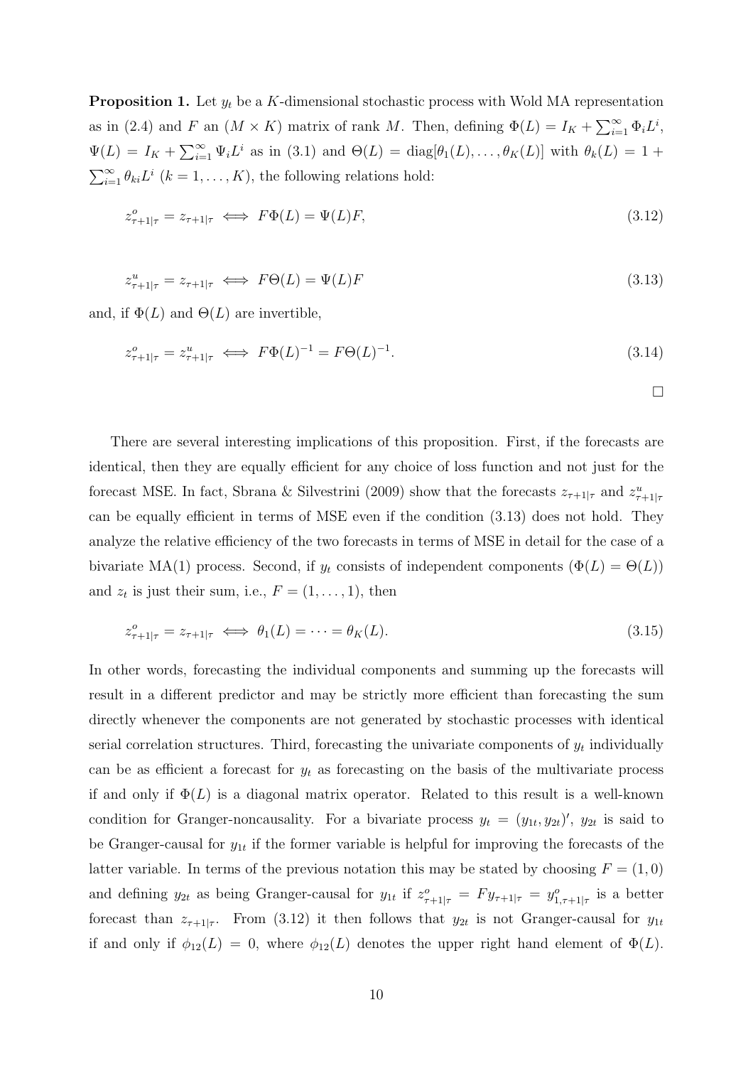**Proposition 1.** Let $y_t$ be a $K$-dimensional stochastic process with Wold MA representation as in (2.4) and $F$ an $(M \times K)$ matrix of rank $M$. Then, defining $\Phi(L) = I_K + \sum_{i=1}^{\infty} \Phi_i L^i$, $\Psi(L) = I_K + \sum_{i=1}^{\infty} \Psi_i L^i$ as in (3.1) and $\Theta(L) = \text{diag}[\theta_1(L), \ldots, \theta_K(L)]$ with $\theta_k(L) = 1 + \sum_{i=1}^{\infty} \theta_{ki} L^i$ $(k = 1, \ldots, K)$, the following relations hold:

$$z^o_{\tau+1|\tau} = z_{\tau+1|\tau} \iff F\Phi(L) = \Psi(L)F, \tag{3.12}$$

$$z^u_{\tau+1|\tau} = z_{\tau+1|\tau} \iff F\Theta(L) = \Psi(L)F \tag{3.13}$$

and, if $\Phi(L)$ and $\Theta(L)$ are invertible,

$$z^o_{\tau+1|\tau} = z^u_{\tau+1|\tau} \iff F\Phi(L)^{-1} = F\Theta(L)^{-1}. \tag{3.14}$$

□

There are several interesting implications of this proposition. First, if the forecasts are identical, then they are equally efficient for any choice of loss function and not just for the forecast MSE. In fact, Sbrana & Silvestrini (2009) show that the forecasts $z_{\tau+1|\tau}$ and $z^u_{\tau+1|\tau}$ can be equally efficient in terms of MSE even if the condition (3.13) does not hold. They analyze the relative efficiency of the two forecasts in terms of MSE in detail for the case of a bivariate MA(1) process. Second, if $y_t$ consists of independent components $(\Phi(L) = \Theta(L))$ and $z_t$ is just their sum, i.e., $F = (1, \ldots, 1)$, then

$$z^o_{\tau+1|\tau} = z_{\tau+1|\tau} \iff \theta_1(L) = \cdots = \theta_K(L). \tag{3.15}$$

In other words, forecasting the individual components and summing up the forecasts will result in a different predictor and may be strictly more efficient than forecasting the sum directly whenever the components are not generated by stochastic processes with identical serial correlation structures. Third, forecasting the univariate components of $y_t$ individually can be as efficient a forecast for $y_t$ as forecasting on the basis of the multivariate process if and only if $\Phi(L)$ is a diagonal matrix operator. Related to this result is a well-known condition for Granger-noncausality. For a bivariate process $y_t = (y_{1t}, y_{2t})'$, $y_{2t}$ is said to be Granger-causal for $y_{1t}$ if the former variable is helpful for improving the forecasts of the latter variable. In terms of the previous notation this may be stated by choosing $F = (1, 0)$ and defining $y_{2t}$ as being Granger-causal for $y_{1t}$ if $z^o_{\tau+1|\tau} = Fy_{\tau+1|\tau} = y^o_{1,\tau+1|\tau}$ is a better forecast than $z_{\tau+1|\tau}$. From (3.12) it then follows that $y_{2t}$ is not Granger-causal for $y_{1t}$ if and only if $\phi_{12}(L) = 0$, where $\phi_{12}(L)$ denotes the upper right hand element of $\Phi(L)$.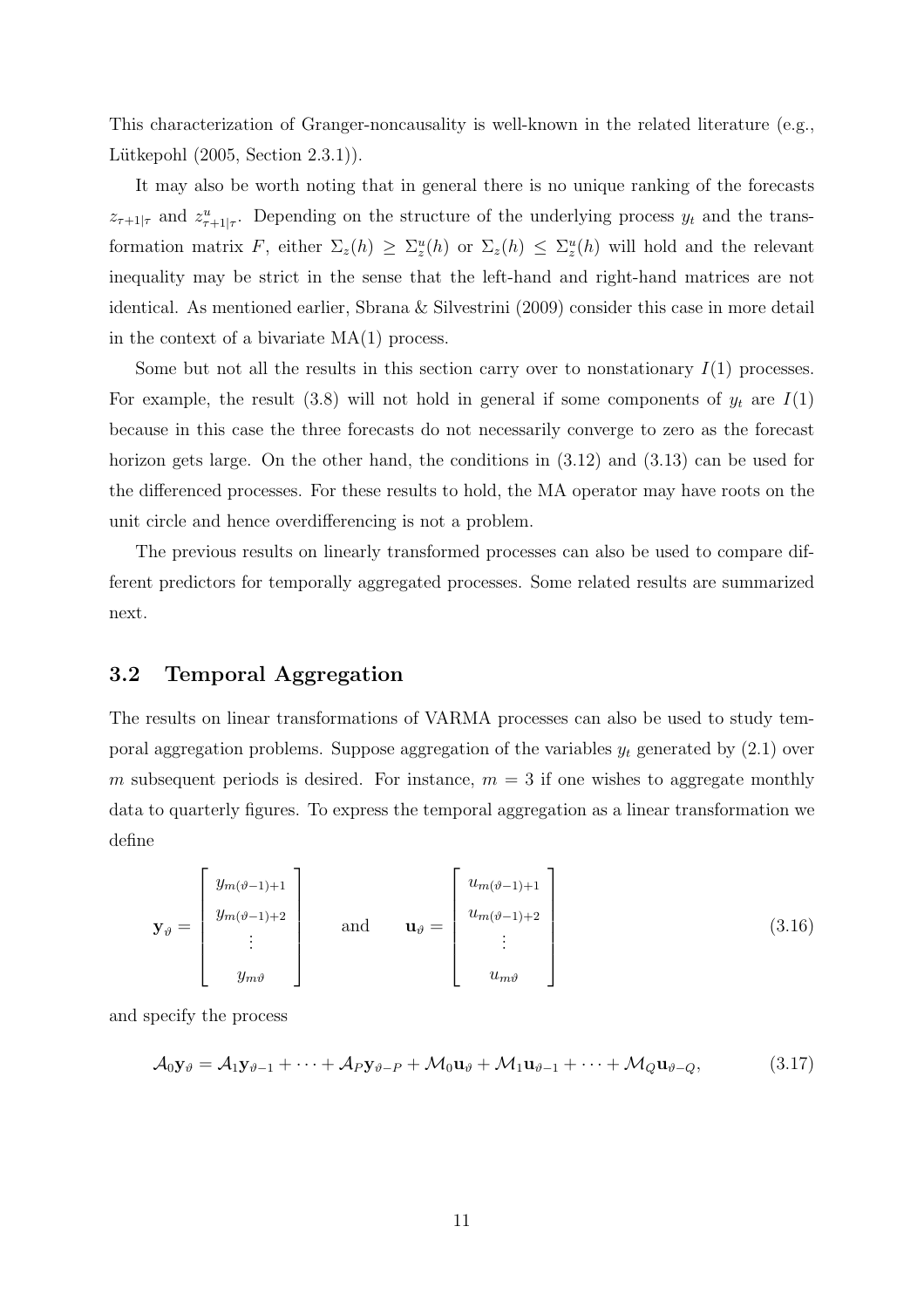This characterization of Granger-noncausality is well-known in the related literature (e.g., Lütkepohl (2005, Section 2.3.1)).

It may also be worth noting that in general there is no unique ranking of the forecasts $z_{\tau+1|\tau}$ and $z^u_{\tau+1|\tau}$. Depending on the structure of the underlying process $y_t$ and the transformation matrix $F$, either $\Sigma_z(h) \geq \Sigma^u_z(h)$ or $\Sigma_z(h) \leq \Sigma^u_z(h)$ will hold and the relevant inequality may be strict in the sense that the left-hand and right-hand matrices are not identical. As mentioned earlier, Sbrana & Silvestrini (2009) consider this case in more detail in the context of a bivariate MA(1) process.

Some but not all the results in this section carry over to nonstationary $I(1)$ processes. For example, the result (3.8) will not hold in general if some components of $y_t$ are $I(1)$ because in this case the three forecasts do not necessarily converge to zero as the forecast horizon gets large. On the other hand, the conditions in (3.12) and (3.13) can be used for the differenced processes. For these results to hold, the MA operator may have roots on the unit circle and hence overdifferencing is not a problem.

The previous results on linearly transformed processes can also be used to compare different predictors for temporally aggregated processes. Some related results are summarized next.

## 3.2 Temporal Aggregation

The results on linear transformations of VARMA processes can also be used to study temporal aggregation problems. Suppose aggregation of the variables $y_t$ generated by (2.1) over $m$ subsequent periods is desired. For instance, $m = 3$ if one wishes to aggregate monthly data to quarterly figures. To express the temporal aggregation as a linear transformation we define

$$\mathbf{y}_\vartheta = \begin{bmatrix} y_{m(\vartheta-1)+1} \\ y_{m(\vartheta-1)+2} \\ \vdots \\ y_{m\vartheta} \end{bmatrix} \quad \text{and} \quad \mathbf{u}_\vartheta = \begin{bmatrix} u_{m(\vartheta-1)+1} \\ u_{m(\vartheta-1)+2} \\ \vdots \\ u_{m\vartheta} \end{bmatrix} \tag{3.16}$$

and specify the process

$$\mathcal{A}_0 \mathbf{y}_\vartheta = \mathcal{A}_1 \mathbf{y}_{\vartheta-1} + \cdots + \mathcal{A}_P \mathbf{y}_{\vartheta-P} + \mathcal{M}_0 \mathbf{u}_\vartheta + \mathcal{M}_1 \mathbf{u}_{\vartheta-1} + \cdots + \mathcal{M}_Q \mathbf{u}_{\vartheta-Q}, \tag{3.17}$$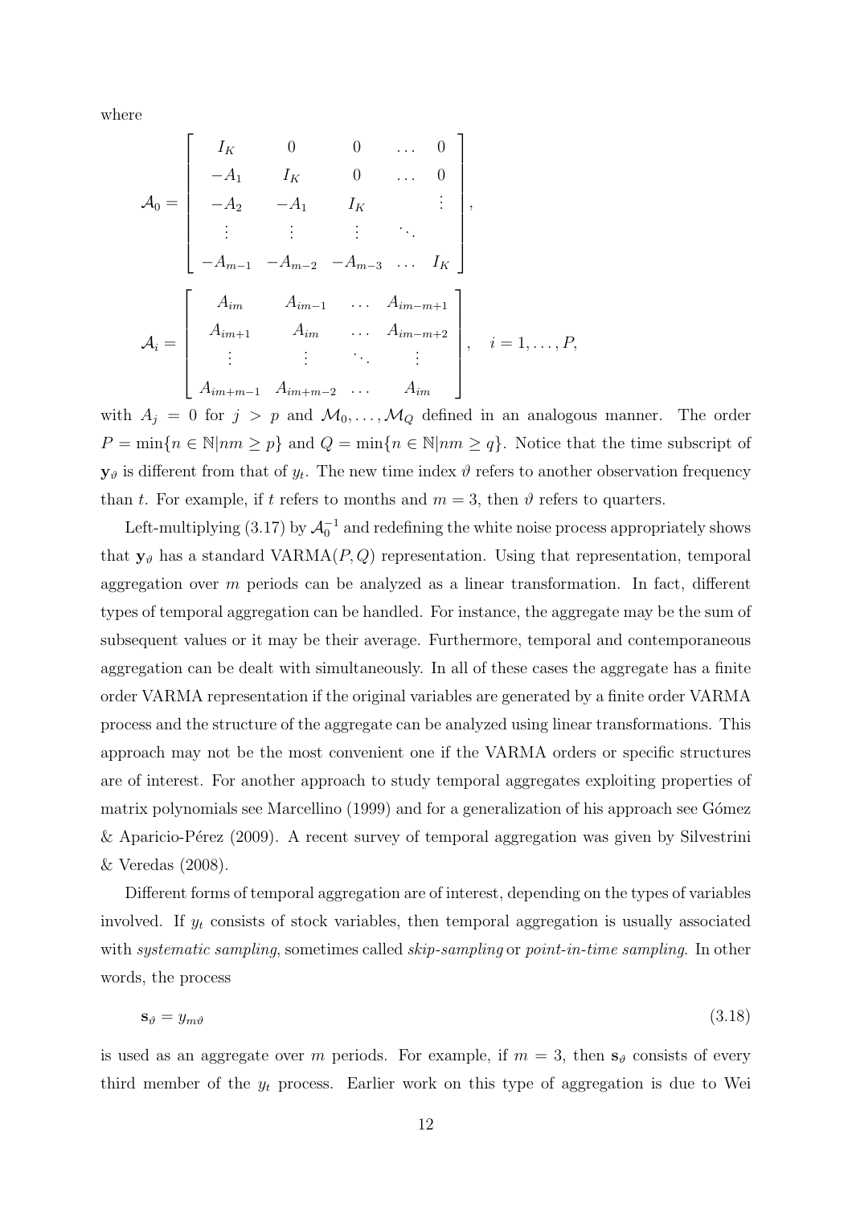where

$$\mathcal{A}_0 = \begin{bmatrix} I_K & 0 & 0 & \dots & 0 \\ -A_1 & I_K & 0 & \dots & 0 \\ -A_2 & -A_1 & I_K & & \vdots \\ \vdots & \vdots & \vdots & \ddots & \\ -A_{m-1} & -A_{m-2} & -A_{m-3} & \dots & I_K \end{bmatrix},$$

$$\mathcal{A}_i = \begin{bmatrix} A_{im} & A_{im-1} & \dots & A_{im-m+1} \\ A_{im+1} & A_{im} & \dots & A_{im-m+2} \\ \vdots & \vdots & \ddots & \vdots \\ A_{im+m-1} & A_{im+m-2} & \dots & A_{im} \end{bmatrix}, \quad i = 1, \dots, P,$$

with $A_j = 0$ for $j > p$ and $\mathcal{M}_0, \dots, \mathcal{M}_Q$ defined in an analogous manner. The order $P = \min\{n \in \mathbb{N} | nm \geq p\}$ and $Q = \min\{n \in \mathbb{N} | nm \geq q\}$. Notice that the time subscript of $\mathbf{y}_\vartheta$ is different from that of $y_t$. The new time index $\vartheta$ refers to another observation frequency than $t$. For example, if $t$ refers to months and $m = 3$, then $\vartheta$ refers to quarters.

Left-multiplying (3.17) by $\mathcal{A}_0^{-1}$ and redefining the white noise process appropriately shows that $\mathbf{y}_\vartheta$ has a standard VARMA$(P, Q)$ representation. Using that representation, temporal aggregation over $m$ periods can be analyzed as a linear transformation. In fact, different types of temporal aggregation can be handled. For instance, the aggregate may be the sum of subsequent values or it may be their average. Furthermore, temporal and contemporaneous aggregation can be dealt with simultaneously. In all of these cases the aggregate has a finite order VARMA representation if the original variables are generated by a finite order VARMA process and the structure of the aggregate can be analyzed using linear transformations. This approach may not be the most convenient one if the VARMA orders or specific structures are of interest. For another approach to study temporal aggregates exploiting properties of matrix polynomials see Marcellino (1999) and for a generalization of his approach see Gómez & Aparicio-Pérez (2009). A recent survey of temporal aggregation was given by Silvestrini & Veredas (2008).

Different forms of temporal aggregation are of interest, depending on the types of variables involved. If $y_t$ consists of stock variables, then temporal aggregation is usually associated with *systematic sampling*, sometimes called *skip-sampling* or *point-in-time sampling*. In other words, the process

$$\mathbf{s}_\vartheta = y_{m\vartheta} \tag{3.18}$$

is used as an aggregate over $m$ periods. For example, if $m = 3$, then $\mathbf{s}_\vartheta$ consists of every third member of the $y_t$ process. Earlier work on this type of aggregation is due to Wei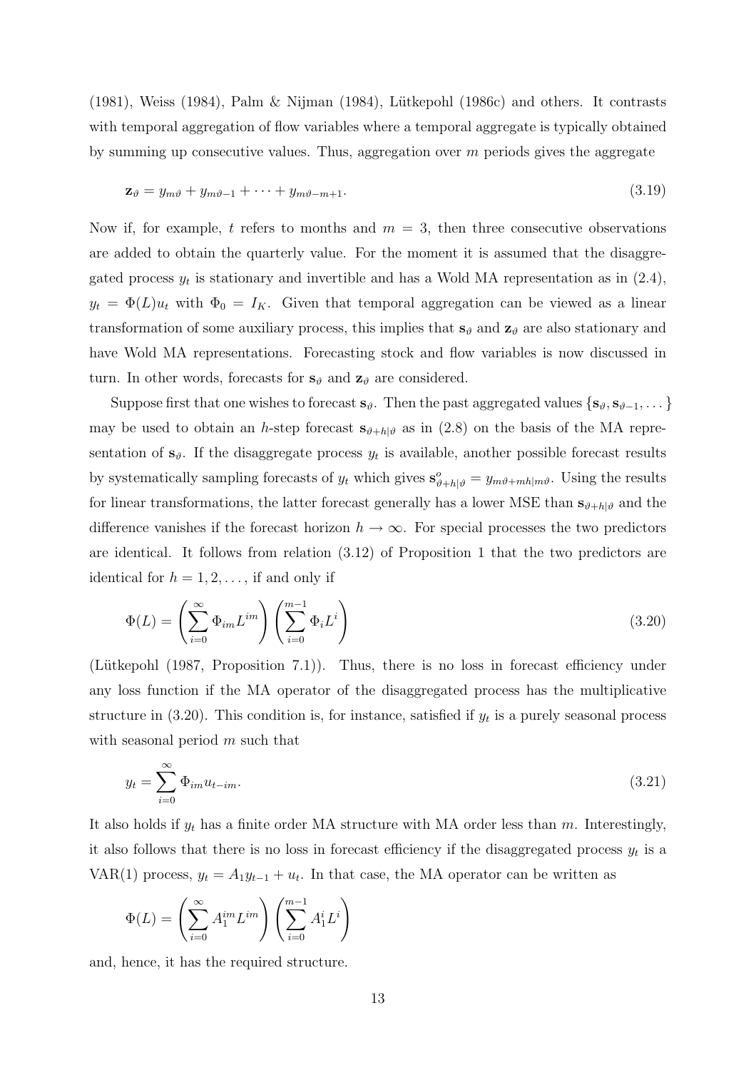(1981), Weiss (1984), Palm & Nijman (1984), Lütkepohl (1986c) and others. It contrasts with temporal aggregation of flow variables where a temporal aggregate is typically obtained by summing up consecutive values. Thus, aggregation over $m$ periods gives the aggregate

$$\mathbf{z}_\vartheta = y_{m\vartheta} + y_{m\vartheta-1} + \cdots + y_{m\vartheta-m+1}. \tag{3.19}$$

Now if, for example, $t$ refers to months and $m = 3$, then three consecutive observations are added to obtain the quarterly value. For the moment it is assumed that the disaggregated process $y_t$ is stationary and invertible and has a Wold MA representation as in (2.4), $y_t = \Phi(L)u_t$ with $\Phi_0 = I_K$. Given that temporal aggregation can be viewed as a linear transformation of some auxiliary process, this implies that $\mathbf{s}_\vartheta$ and $\mathbf{z}_\vartheta$ are also stationary and have Wold MA representations. Forecasting stock and flow variables is now discussed in turn. In other words, forecasts for $\mathbf{s}_\vartheta$ and $\mathbf{z}_\vartheta$ are considered.

Suppose first that one wishes to forecast $\mathbf{s}_\vartheta$. Then the past aggregated values $\{\mathbf{s}_\vartheta, \mathbf{s}_{\vartheta-1}, \dots\}$ may be used to obtain an $h$-step forecast $\mathbf{s}_{\vartheta+h|\vartheta}$ as in (2.8) on the basis of the MA representation of $\mathbf{s}_\vartheta$. If the disaggregate process $y_t$ is available, another possible forecast results by systematically sampling forecasts of $y_t$ which gives $\mathbf{s}^o_{\vartheta+h|\vartheta} = y_{m\vartheta+mh|m\vartheta}$. Using the results for linear transformations, the latter forecast generally has a lower MSE than $\mathbf{s}_{\vartheta+h|\vartheta}$ and the difference vanishes if the forecast horizon $h \to \infty$. For special processes the two predictors are identical. It follows from relation (3.12) of Proposition 1 that the two predictors are identical for $h = 1, 2, \dots$, if and only if

$$\Phi(L) = \left( \sum_{i=0}^{\infty} \Phi_{im} L^{im} \right) \left( \sum_{i=0}^{m-1} \Phi_i L^i \right) \tag{3.20}$$

(Lütkepohl (1987, Proposition 7.1)). Thus, there is no loss in forecast efficiency under any loss function if the MA operator of the disaggregated process has the multiplicative structure in (3.20). This condition is, for instance, satisfied if $y_t$ is a purely seasonal process with seasonal period $m$ such that

$$y_t = \sum_{i=0}^{\infty} \Phi_{im} u_{t-im}. \tag{3.21}$$

It also holds if $y_t$ has a finite order MA structure with MA order less than $m$. Interestingly, it also follows that there is no loss in forecast efficiency if the disaggregated process $y_t$ is a VAR(1) process, $y_t = A_1 y_{t-1} + u_t$. In that case, the MA operator can be written as

$$\Phi(L) = \left( \sum_{i=0}^{\infty} A_1^{im} L^{im} \right) \left( \sum_{i=0}^{m-1} A_1^i L^i \right)$$

and, hence, it has the required structure.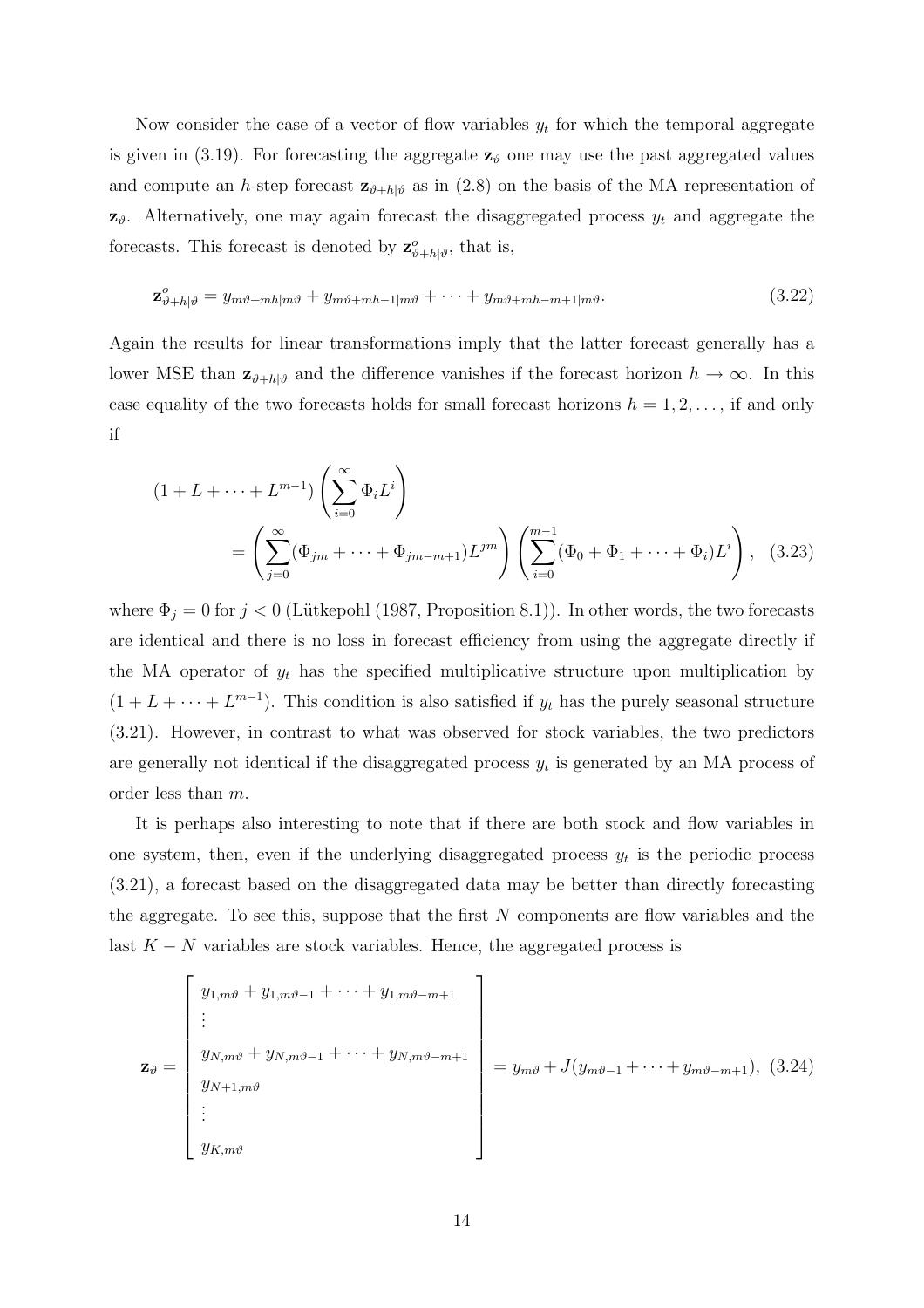Now consider the case of a vector of flow variables $y_t$ for which the temporal aggregate is given in (3.19). For forecasting the aggregate $\mathbf{z}_\vartheta$ one may use the past aggregated values and compute an $h$-step forecast $\mathbf{z}_{\vartheta+h|\vartheta}$ as in (2.8) on the basis of the MA representation of $\mathbf{z}_\vartheta$. Alternatively, one may again forecast the disaggregated process $y_t$ and aggregate the forecasts. This forecast is denoted by $\mathbf{z}^o_{\vartheta+h|\vartheta}$, that is,

$$\mathbf{z}^o_{\vartheta+h|\vartheta} = y_{m\vartheta+mh|m\vartheta} + y_{m\vartheta+mh-1|m\vartheta} + \cdots + y_{m\vartheta+mh-m+1|m\vartheta}. \tag{3.22}$$

Again the results for linear transformations imply that the latter forecast generally has a lower MSE than $\mathbf{z}_{\vartheta+h|\vartheta}$ and the difference vanishes if the forecast horizon $h \to \infty$. In this case equality of the two forecasts holds for small forecast horizons $h = 1, 2, \dots,$ if and only if

$$(1 + L + \cdots + L^{m-1}) \left( \sum_{i=0}^{\infty} \Phi_i L^i \right) = \left( \sum_{j=0}^{\infty} (\Phi_{jm} + \cdots + \Phi_{jm-m+1}) L^{jm} \right) \left( \sum_{i=0}^{m-1} (\Phi_0 + \Phi_1 + \cdots + \Phi_i) L^i \right), \tag{3.23}$$

where $\Phi_j = 0$ for $j < 0$ (Lütkepohl (1987, Proposition 8.1)). In other words, the two forecasts are identical and there is no loss in forecast efficiency from using the aggregate directly if the MA operator of $y_t$ has the specified multiplicative structure upon multiplication by $(1 + L + \cdots + L^{m-1})$. This condition is also satisfied if $y_t$ has the purely seasonal structure (3.21). However, in contrast to what was observed for stock variables, the two predictors are generally not identical if the disaggregated process $y_t$ is generated by an MA process of order less than $m$.

It is perhaps also interesting to note that if there are both stock and flow variables in one system, then, even if the underlying disaggregated process $y_t$ is the periodic process (3.21), a forecast based on the disaggregated data may be better than directly forecasting the aggregate. To see this, suppose that the first $N$ components are flow variables and the last $K - N$ variables are stock variables. Hence, the aggregated process is

$$\mathbf{z}_\vartheta = \begin{bmatrix} y_{1,m\vartheta} + y_{1,m\vartheta-1} + \cdots + y_{1,m\vartheta-m+1} \\ \vdots \\ y_{N,m\vartheta} + y_{N,m\vartheta-1} + \cdots + y_{N,m\vartheta-m+1} \\ y_{N+1,m\vartheta} \\ \vdots \\ y_{K,m\vartheta} \end{bmatrix} = y_{m\vartheta} + J(y_{m\vartheta-1} + \cdots + y_{m\vartheta-m+1}), \tag{3.24}$$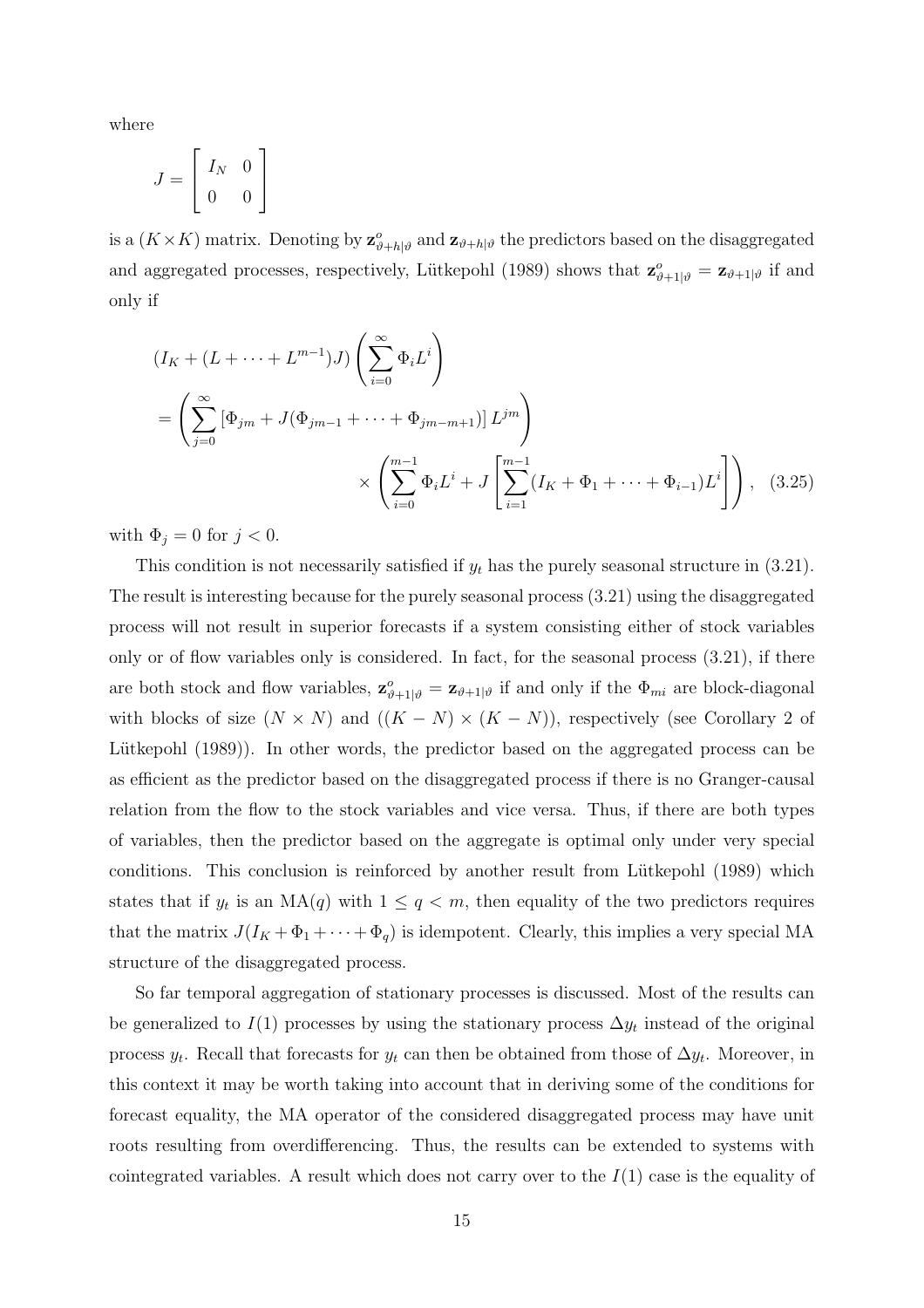where

$$J = \begin{bmatrix} I_N & 0 \\ 0 & 0 \end{bmatrix}$$

is a $(K \times K)$ matrix. Denoting by $\mathbf{z}^o_{\vartheta+h|\vartheta}$ and $\mathbf{z}_{\vartheta+h|\vartheta}$ the predictors based on the disaggregated and aggregated processes, respectively, Lütkepohl (1989) shows that $\mathbf{z}^o_{\vartheta+1|\vartheta} = \mathbf{z}_{\vartheta+1|\vartheta}$ if and only if

$$\begin{aligned}
&(I_K + (L + \cdots + L^{m-1})J) \left( \sum_{i=0}^{\infty} \Phi_i L^i \right) \\
&= \left( \sum_{j=0}^{\infty} \left[ \Phi_{jm} + J(\Phi_{jm-1} + \cdots + \Phi_{jm-m+1}) \right] L^{jm} \right) \\
&\qquad\qquad \times \left( \sum_{i=0}^{m-1} \Phi_i L^i + J \left[ \sum_{i=1}^{m-1} (I_K + \Phi_1 + \cdots + \Phi_{i-1}) L^i \right] \right), \quad (3.25)
\end{aligned}$$

with $\Phi_j = 0$ for $j < 0$.

This condition is not necessarily satisfied if $y_t$ has the purely seasonal structure in (3.21). The result is interesting because for the purely seasonal process (3.21) using the disaggregated process will not result in superior forecasts if a system consisting either of stock variables only or of flow variables only is considered. In fact, for the seasonal process (3.21), if there are both stock and flow variables, $\mathbf{z}^o_{\vartheta+1|\vartheta} = \mathbf{z}_{\vartheta+1|\vartheta}$ if and only if the $\Phi_{mi}$ are block-diagonal with blocks of size $(N \times N)$ and $((K-N) \times (K-N))$, respectively (see Corollary 2 of Lütkepohl (1989)). In other words, the predictor based on the aggregated process can be as efficient as the predictor based on the disaggregated process if there is no Granger-causal relation from the flow to the stock variables and vice versa. Thus, if there are both types of variables, then the predictor based on the aggregate is optimal only under very special conditions. This conclusion is reinforced by another result from Lütkepohl (1989) which states that if $y_t$ is an MA($q$) with $1 \leq q < m$, then equality of the two predictors requires that the matrix $J(I_K + \Phi_1 + \cdots + \Phi_q)$ is idempotent. Clearly, this implies a very special MA structure of the disaggregated process.

So far temporal aggregation of stationary processes is discussed. Most of the results can be generalized to $I(1)$ processes by using the stationary process $\Delta y_t$ instead of the original process $y_t$. Recall that forecasts for $y_t$ can then be obtained from those of $\Delta y_t$. Moreover, in this context it may be worth taking into account that in deriving some of the conditions for forecast equality, the MA operator of the considered disaggregated process may have unit roots resulting from overdifferencing. Thus, the results can be extended to systems with cointegrated variables. A result which does not carry over to the $I(1)$ case is the equality of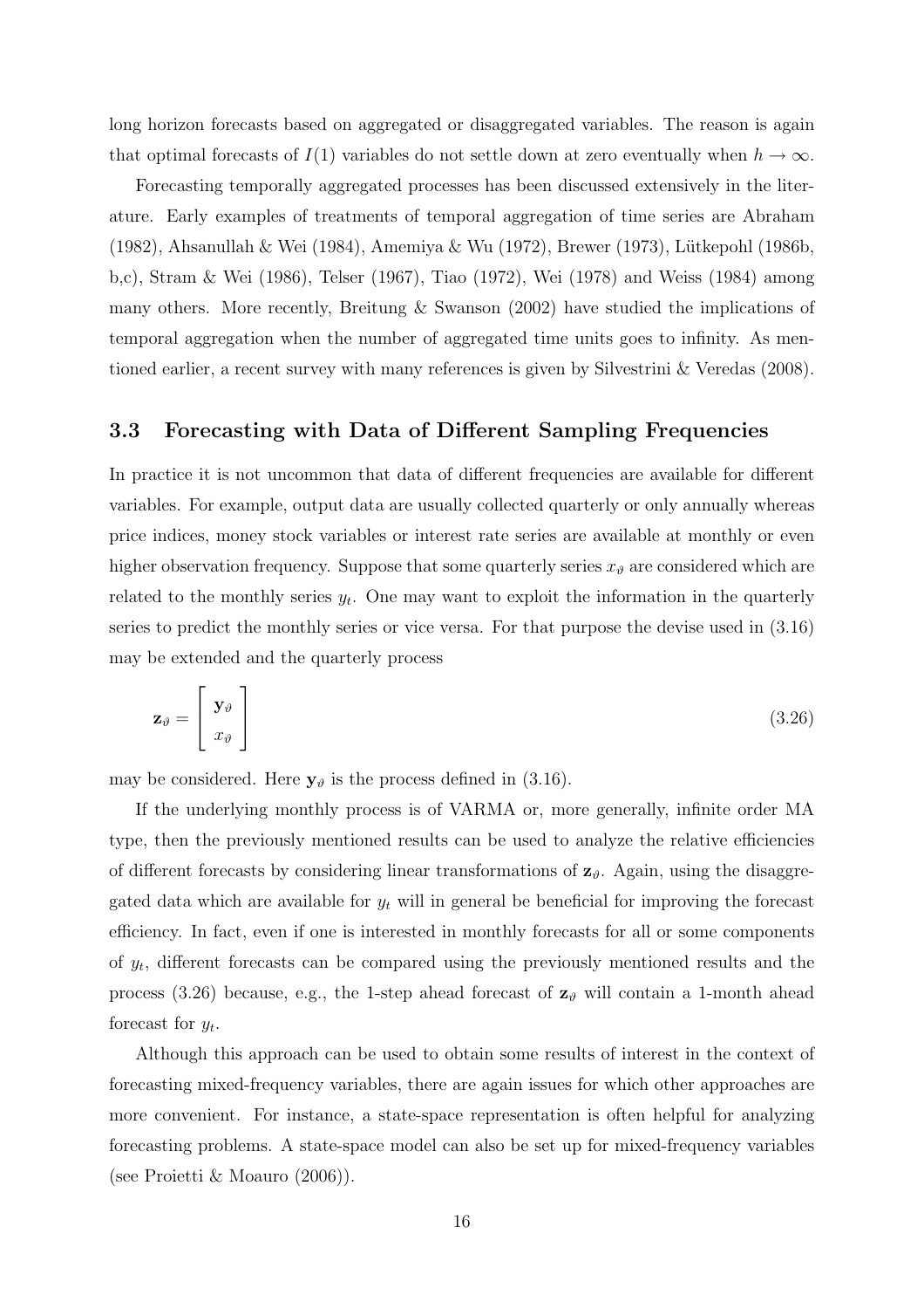long horizon forecasts based on aggregated or disaggregated variables. The reason is again that optimal forecasts of $I(1)$ variables do not settle down at zero eventually when $h \to \infty$.

Forecasting temporally aggregated processes has been discussed extensively in the literature. Early examples of treatments of temporal aggregation of time series are Abraham (1982), Ahsanullah & Wei (1984), Amemiya & Wu (1972), Brewer (1973), Lütkepohl (1986b, b,c), Stram & Wei (1986), Telser (1967), Tiao (1972), Wei (1978) and Weiss (1984) among many others. More recently, Breitung & Swanson (2002) have studied the implications of temporal aggregation when the number of aggregated time units goes to infinity. As mentioned earlier, a recent survey with many references is given by Silvestrini & Veredas (2008).

### 3.3 Forecasting with Data of Different Sampling Frequencies

In practice it is not uncommon that data of different frequencies are available for different variables. For example, output data are usually collected quarterly or only annually whereas price indices, money stock variables or interest rate series are available at monthly or even higher observation frequency. Suppose that some quarterly series $x_\vartheta$ are considered which are related to the monthly series $y_t$. One may want to exploit the information in the quarterly series to predict the monthly series or vice versa. For that purpose the devise used in (3.16) may be extended and the quarterly process

$$\mathbf{z}_\vartheta = \begin{bmatrix} \mathbf{y}_\vartheta \\ x_\vartheta \end{bmatrix} \tag{3.26}$$

may be considered. Here $\mathbf{y}_\vartheta$ is the process defined in (3.16).

If the underlying monthly process is of VARMA or, more generally, infinite order MA type, then the previously mentioned results can be used to analyze the relative efficiencies of different forecasts by considering linear transformations of $\mathbf{z}_\vartheta$. Again, using the disaggregated data which are available for $y_t$ will in general be beneficial for improving the forecast efficiency. In fact, even if one is interested in monthly forecasts for all or some components of $y_t$, different forecasts can be compared using the previously mentioned results and the process (3.26) because, e.g., the 1-step ahead forecast of $\mathbf{z}_\vartheta$ will contain a 1-month ahead forecast for $y_t$.

Although this approach can be used to obtain some results of interest in the context of forecasting mixed-frequency variables, there are again issues for which other approaches are more convenient. For instance, a state-space representation is often helpful for analyzing forecasting problems. A state-space model can also be set up for mixed-frequency variables (see Proietti & Moauro (2006)).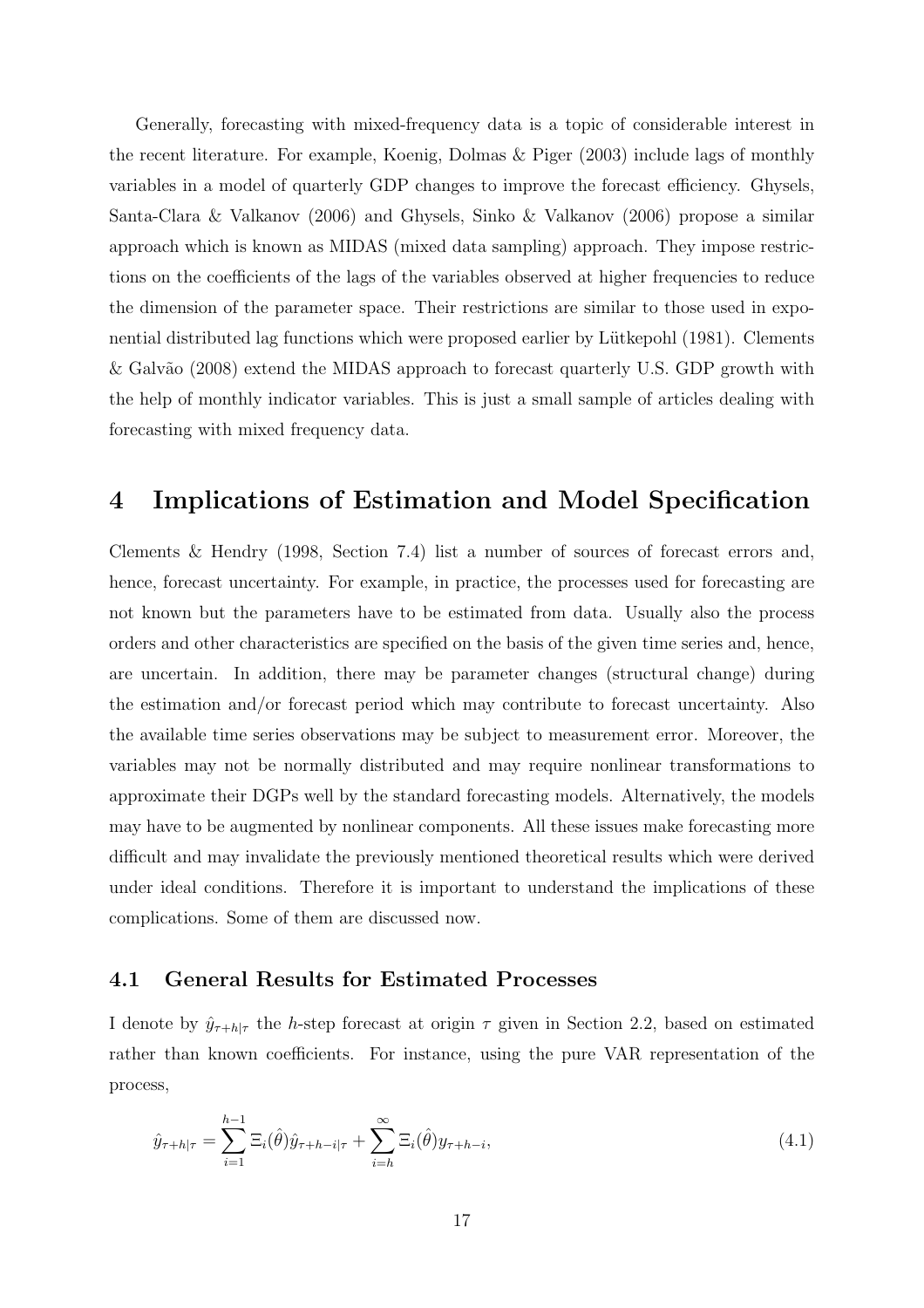Generally, forecasting with mixed-frequency data is a topic of considerable interest in the recent literature. For example, Koenig, Dolmas & Piger (2003) include lags of monthly variables in a model of quarterly GDP changes to improve the forecast efficiency. Ghysels, Santa-Clara & Valkanov (2006) and Ghysels, Sinko & Valkanov (2006) propose a similar approach which is known as MIDAS (mixed data sampling) approach. They impose restrictions on the coefficients of the lags of the variables observed at higher frequencies to reduce the dimension of the parameter space. Their restrictions are similar to those used in exponential distributed lag functions which were proposed earlier by Lütkepohl (1981). Clements & Galvão (2008) extend the MIDAS approach to forecast quarterly U.S. GDP growth with the help of monthly indicator variables. This is just a small sample of articles dealing with forecasting with mixed frequency data.

# 4 Implications of Estimation and Model Specification

Clements & Hendry (1998, Section 7.4) list a number of sources of forecast errors and, hence, forecast uncertainty. For example, in practice, the processes used for forecasting are not known but the parameters have to be estimated from data. Usually also the process orders and other characteristics are specified on the basis of the given time series and, hence, are uncertain. In addition, there may be parameter changes (structural change) during the estimation and/or forecast period which may contribute to forecast uncertainty. Also the available time series observations may be subject to measurement error. Moreover, the variables may not be normally distributed and may require nonlinear transformations to approximate their DGPs well by the standard forecasting models. Alternatively, the models may have to be augmented by nonlinear components. All these issues make forecasting more difficult and may invalidate the previously mentioned theoretical results which were derived under ideal conditions. Therefore it is important to understand the implications of these complications. Some of them are discussed now.

## 4.1 General Results for Estimated Processes

I denote by $\hat{y}_{\tau+h|\tau}$ the $h$-step forecast at origin $\tau$ given in Section 2.2, based on estimated rather than known coefficients. For instance, using the pure VAR representation of the process,

$$\hat{y}_{\tau+h|\tau} = \sum_{i=1}^{h-1} \Xi_i(\hat{\theta})\hat{y}_{\tau+h-i|\tau} + \sum_{i=h}^{\infty} \Xi_i(\hat{\theta})y_{\tau+h-i}, \tag{4.1}$$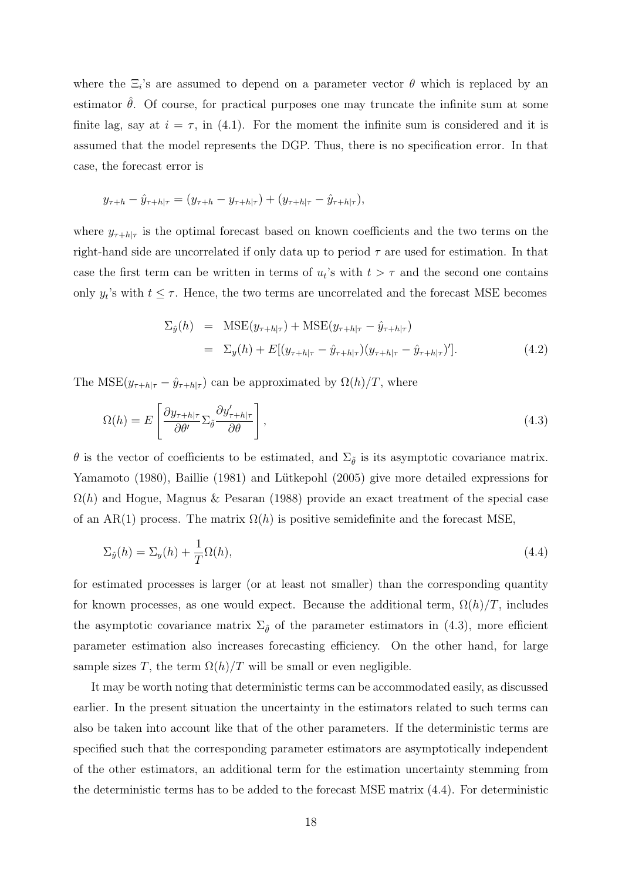where the $\Xi_i$'s are assumed to depend on a parameter vector $\theta$ which is replaced by an estimator $\hat{\theta}$. Of course, for practical purposes one may truncate the infinite sum at some finite lag, say at $i = \tau$, in (4.1). For the moment the infinite sum is considered and it is assumed that the model represents the DGP. Thus, there is no specification error. In that case, the forecast error is

$$y_{\tau+h} - \hat{y}_{\tau+h|\tau} = (y_{\tau+h} - y_{\tau+h|\tau}) + (y_{\tau+h|\tau} - \hat{y}_{\tau+h|\tau}),$$

where $y_{\tau+h|\tau}$ is the optimal forecast based on known coefficients and the two terms on the right-hand side are uncorrelated if only data up to period $\tau$ are used for estimation. In that case the first term can be written in terms of $u_t$'s with $t > \tau$ and the second one contains only $y_t$'s with $t \leq \tau$. Hence, the two terms are uncorrelated and the forecast MSE becomes

$$\begin{aligned}
\Sigma_{\hat{y}}(h) &= \text{MSE}(y_{\tau+h|\tau}) + \text{MSE}(y_{\tau+h|\tau} - \hat{y}_{\tau+h|\tau}) \\
&= \Sigma_y(h) + E[(y_{\tau+h|\tau} - \hat{y}_{\tau+h|\tau})(y_{\tau+h|\tau} - \hat{y}_{\tau+h|\tau})'].
\end{aligned} \tag{4.2}$$

The $\text{MSE}(y_{\tau+h|\tau} - \hat{y}_{\tau+h|\tau})$ can be approximated by $\Omega(h)/T$, where

$$\Omega(h) = E\left[\frac{\partial y_{\tau+h|\tau}}{\partial \theta'} \Sigma_{\tilde{\theta}} \frac{\partial y'_{\tau+h|\tau}}{\partial \theta}\right], \tag{4.3}$$

$\theta$ is the vector of coefficients to be estimated, and $\Sigma_{\tilde{\theta}}$ is its asymptotic covariance matrix. Yamamoto (1980), Baillie (1981) and Lütkepohl (2005) give more detailed expressions for $\Omega(h)$ and Hogue, Magnus & Pesaran (1988) provide an exact treatment of the special case of an AR(1) process. The matrix $\Omega(h)$ is positive semidefinite and the forecast MSE,

$$\Sigma_{\hat{y}}(h) = \Sigma_y(h) + \frac{1}{T}\Omega(h), \tag{4.4}$$

for estimated processes is larger (or at least not smaller) than the corresponding quantity for known processes, as one would expect. Because the additional term, $\Omega(h)/T$, includes the asymptotic covariance matrix $\Sigma_{\tilde{\theta}}$ of the parameter estimators in (4.3), more efficient parameter estimation also increases forecasting efficiency. On the other hand, for large sample sizes $T$, the term $\Omega(h)/T$ will be small or even negligible.

It may be worth noting that deterministic terms can be accommodated easily, as discussed earlier. In the present situation the uncertainty in the estimators related to such terms can also be taken into account like that of the other parameters. If the deterministic terms are specified such that the corresponding parameter estimators are asymptotically independent of the other estimators, an additional term for the estimation uncertainty stemming from the deterministic terms has to be added to the forecast MSE matrix (4.4). For deterministic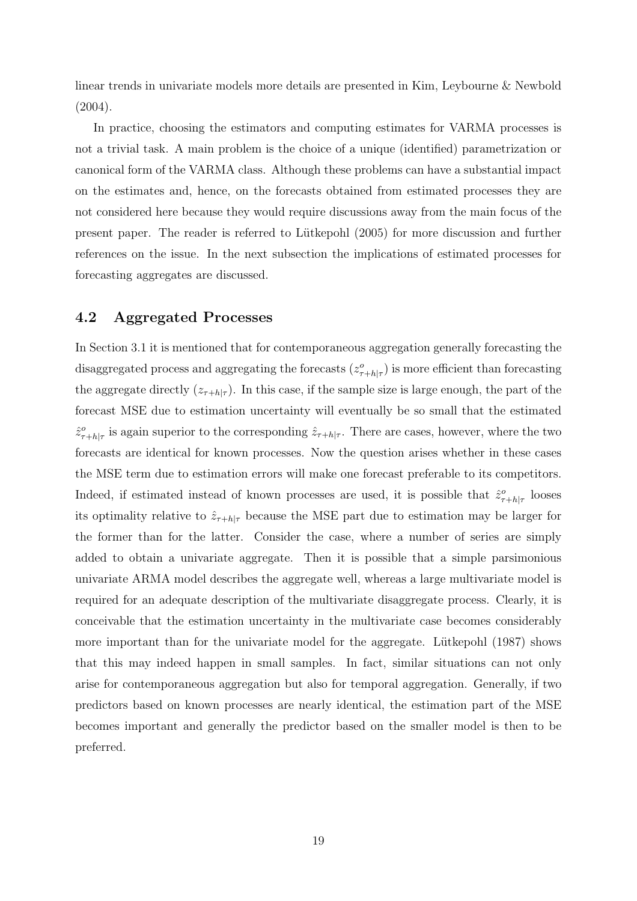linear trends in univariate models more details are presented in Kim, Leybourne & Newbold (2004).

In practice, choosing the estimators and computing estimates for VARMA processes is not a trivial task. A main problem is the choice of a unique (identified) parametrization or canonical form of the VARMA class. Although these problems can have a substantial impact on the estimates and, hence, on the forecasts obtained from estimated processes they are not considered here because they would require discussions away from the main focus of the present paper. The reader is referred to Lütkepohl (2005) for more discussion and further references on the issue. In the next subsection the implications of estimated processes for forecasting aggregates are discussed.

## 4.2 Aggregated Processes

In Section 3.1 it is mentioned that for contemporaneous aggregation generally forecasting the disaggregated process and aggregating the forecasts ($z^o_{\tau+h|\tau}$) is more efficient than forecasting the aggregate directly ($z_{\tau+h|\tau}$). In this case, if the sample size is large enough, the part of the forecast MSE due to estimation uncertainty will eventually be so small that the estimated $\hat{z}^o_{\tau+h|\tau}$ is again superior to the corresponding $\hat{z}_{\tau+h|\tau}$. There are cases, however, where the two forecasts are identical for known processes. Now the question arises whether in these cases the MSE term due to estimation errors will make one forecast preferable to its competitors. Indeed, if estimated instead of known processes are used, it is possible that $\hat{z}^o_{\tau+h|\tau}$ looses its optimality relative to $\hat{z}_{\tau+h|\tau}$ because the MSE part due to estimation may be larger for the former than for the latter. Consider the case, where a number of series are simply added to obtain a univariate aggregate. Then it is possible that a simple parsimonious univariate ARMA model describes the aggregate well, whereas a large multivariate model is required for an adequate description of the multivariate disaggregate process. Clearly, it is conceivable that the estimation uncertainty in the multivariate case becomes considerably more important than for the univariate model for the aggregate. Lütkepohl (1987) shows that this may indeed happen in small samples. In fact, similar situations can not only arise for contemporaneous aggregation but also for temporal aggregation. Generally, if two predictors based on known processes are nearly identical, the estimation part of the MSE becomes important and generally the predictor based on the smaller model is then to be preferred.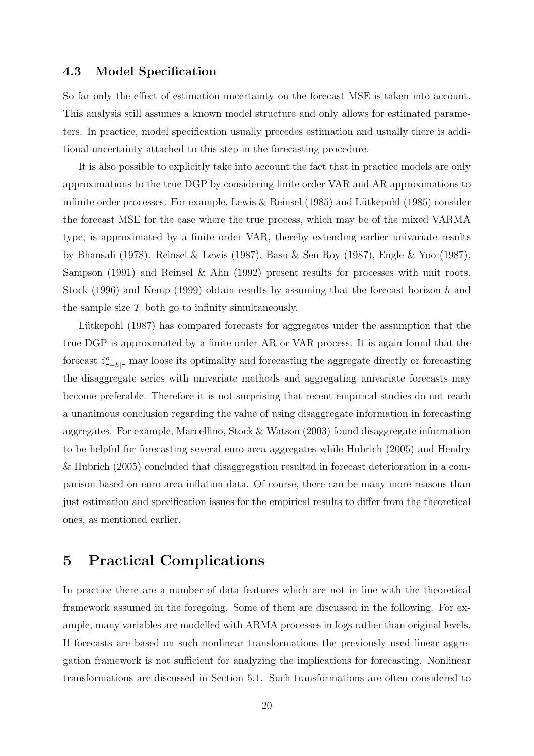### 4.3 Model Specification

So far only the effect of estimation uncertainty on the forecast MSE is taken into account. This analysis still assumes a known model structure and only allows for estimated parameters. In practice, model specification usually precedes estimation and usually there is additional uncertainty attached to this step in the forecasting procedure.

It is also possible to explicitly take into account the fact that in practice models are only approximations to the true DGP by considering finite order VAR and AR approximations to infinite order processes. For example, Lewis & Reinsel (1985) and Lütkepohl (1985) consider the forecast MSE for the case where the true process, which may be of the mixed VARMA type, is approximated by a finite order VAR, thereby extending earlier univariate results by Bhansali (1978). Reinsel & Lewis (1987), Basu & Sen Roy (1987), Engle & Yoo (1987), Sampson (1991) and Reinsel & Ahn (1992) present results for processes with unit roots. Stock (1996) and Kemp (1999) obtain results by assuming that the forecast horizon $h$ and the sample size $T$ both go to infinity simultaneously.

Lütkepohl (1987) has compared forecasts for aggregates under the assumption that the true DGP is approximated by a finite order AR or VAR process. It is again found that the forecast $\hat{z}^o_{\tau+h|\tau}$ may loose its optimality and forecasting the aggregate directly or forecasting the disaggregate series with univariate methods and aggregating univariate forecasts may become preferable. Therefore it is not surprising that recent empirical studies do not reach a unanimous conclusion regarding the value of using disaggregate information in forecasting aggregates. For example, Marcellino, Stock & Watson (2003) found disaggregate information to be helpful for forecasting several euro-area aggregates while Hubrich (2005) and Hendry & Hubrich (2005) concluded that disaggregation resulted in forecast deterioration in a comparison based on euro-area inflation data. Of course, there can be many more reasons than just estimation and specification issues for the empirical results to differ from the theoretical ones, as mentioned earlier.

## 5 Practical Complications

In practice there are a number of data features which are not in line with the theoretical framework assumed in the foregoing. Some of them are discussed in the following. For example, many variables are modelled with ARMA processes in logs rather than original levels. If forecasts are based on such nonlinear transformations the previously used linear aggregation framework is not sufficient for analyzing the implications for forecasting. Nonlinear transformations are discussed in Section 5.1. Such transformations are often considered to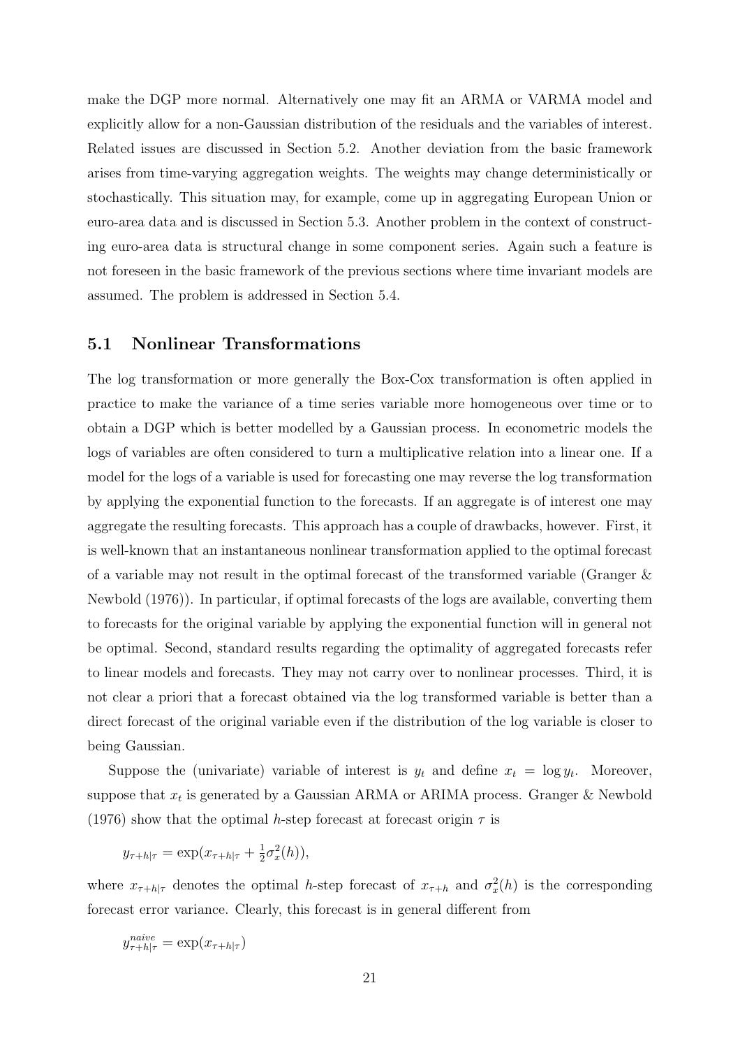make the DGP more normal. Alternatively one may fit an ARMA or VARMA model and explicitly allow for a non-Gaussian distribution of the residuals and the variables of interest. Related issues are discussed in Section 5.2. Another deviation from the basic framework arises from time-varying aggregation weights. The weights may change deterministically or stochastically. This situation may, for example, come up in aggregating European Union or euro-area data and is discussed in Section 5.3. Another problem in the context of constructing euro-area data is structural change in some component series. Again such a feature is not foreseen in the basic framework of the previous sections where time invariant models are assumed. The problem is addressed in Section 5.4.

## 5.1 Nonlinear Transformations

The log transformation or more generally the Box-Cox transformation is often applied in practice to make the variance of a time series variable more homogeneous over time or to obtain a DGP which is better modelled by a Gaussian process. In econometric models the logs of variables are often considered to turn a multiplicative relation into a linear one. If a model for the logs of a variable is used for forecasting one may reverse the log transformation by applying the exponential function to the forecasts. If an aggregate is of interest one may aggregate the resulting forecasts. This approach has a couple of drawbacks, however. First, it is well-known that an instantaneous nonlinear transformation applied to the optimal forecast of a variable may not result in the optimal forecast of the transformed variable (Granger & Newbold (1976)). In particular, if optimal forecasts of the logs are available, converting them to forecasts for the original variable by applying the exponential function will in general not be optimal. Second, standard results regarding the optimality of aggregated forecasts refer to linear models and forecasts. They may not carry over to nonlinear processes. Third, it is not clear a priori that a forecast obtained via the log transformed variable is better than a direct forecast of the original variable even if the distribution of the log variable is closer to being Gaussian.

Suppose the (univariate) variable of interest is $y_t$ and define $x_t = \log y_t$. Moreover, suppose that $x_t$ is generated by a Gaussian ARMA or ARIMA process. Granger & Newbold (1976) show that the optimal $h$-step forecast at forecast origin $\tau$ is

$$y_{\tau+h|\tau} = \exp(x_{\tau+h|\tau} + \tfrac{1}{2}\sigma_x^2(h)),$$

where $x_{\tau+h|\tau}$ denotes the optimal $h$-step forecast of $x_{\tau+h}$ and $\sigma_x^2(h)$ is the corresponding forecast error variance. Clearly, this forecast is in general different from

$$y_{\tau+h|\tau}^{naive} = \exp(x_{\tau+h|\tau})$$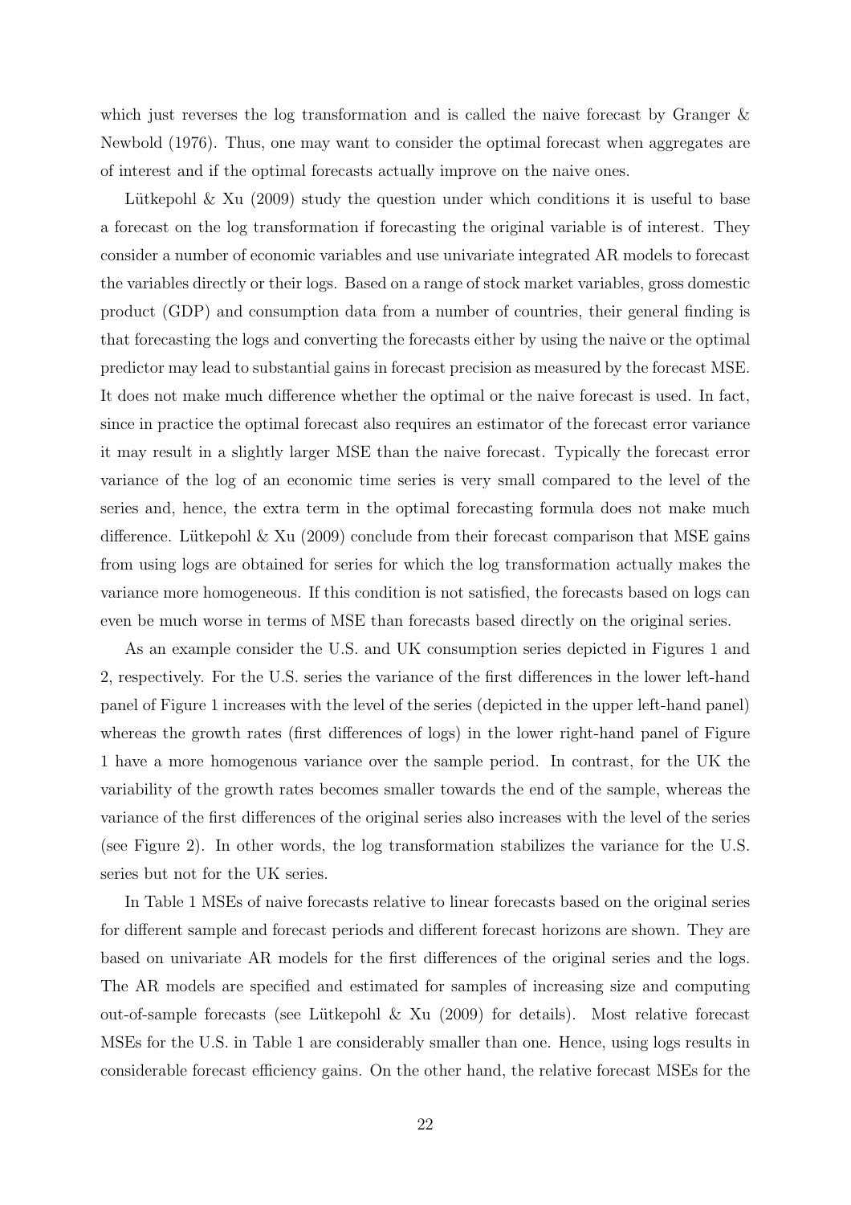which just reverses the log transformation and is called the naive forecast by Granger & Newbold (1976). Thus, one may want to consider the optimal forecast when aggregates are of interest and if the optimal forecasts actually improve on the naive ones.

Lütkepohl & Xu (2009) study the question under which conditions it is useful to base a forecast on the log transformation if forecasting the original variable is of interest. They consider a number of economic variables and use univariate integrated AR models to forecast the variables directly or their logs. Based on a range of stock market variables, gross domestic product (GDP) and consumption data from a number of countries, their general finding is that forecasting the logs and converting the forecasts either by using the naive or the optimal predictor may lead to substantial gains in forecast precision as measured by the forecast MSE. It does not make much difference whether the optimal or the naive forecast is used. In fact, since in practice the optimal forecast also requires an estimator of the forecast error variance it may result in a slightly larger MSE than the naive forecast. Typically the forecast error variance of the log of an economic time series is very small compared to the level of the series and, hence, the extra term in the optimal forecasting formula does not make much difference. Lütkepohl & Xu (2009) conclude from their forecast comparison that MSE gains from using logs are obtained for series for which the log transformation actually makes the variance more homogeneous. If this condition is not satisfied, the forecasts based on logs can even be much worse in terms of MSE than forecasts based directly on the original series.

As an example consider the U.S. and UK consumption series depicted in Figures 1 and 2, respectively. For the U.S. series the variance of the first differences in the lower left-hand panel of Figure 1 increases with the level of the series (depicted in the upper left-hand panel) whereas the growth rates (first differences of logs) in the lower right-hand panel of Figure 1 have a more homogenous variance over the sample period. In contrast, for the UK the variability of the growth rates becomes smaller towards the end of the sample, whereas the variance of the first differences of the original series also increases with the level of the series (see Figure 2). In other words, the log transformation stabilizes the variance for the U.S. series but not for the UK series.

In Table 1 MSEs of naive forecasts relative to linear forecasts based on the original series for different sample and forecast periods and different forecast horizons are shown. They are based on univariate AR models for the first differences of the original series and the logs. The AR models are specified and estimated for samples of increasing size and computing out-of-sample forecasts (see Lütkepohl & Xu (2009) for details). Most relative forecast MSEs for the U.S. in Table 1 are considerably smaller than one. Hence, using logs results in considerable forecast efficiency gains. On the other hand, the relative forecast MSEs for the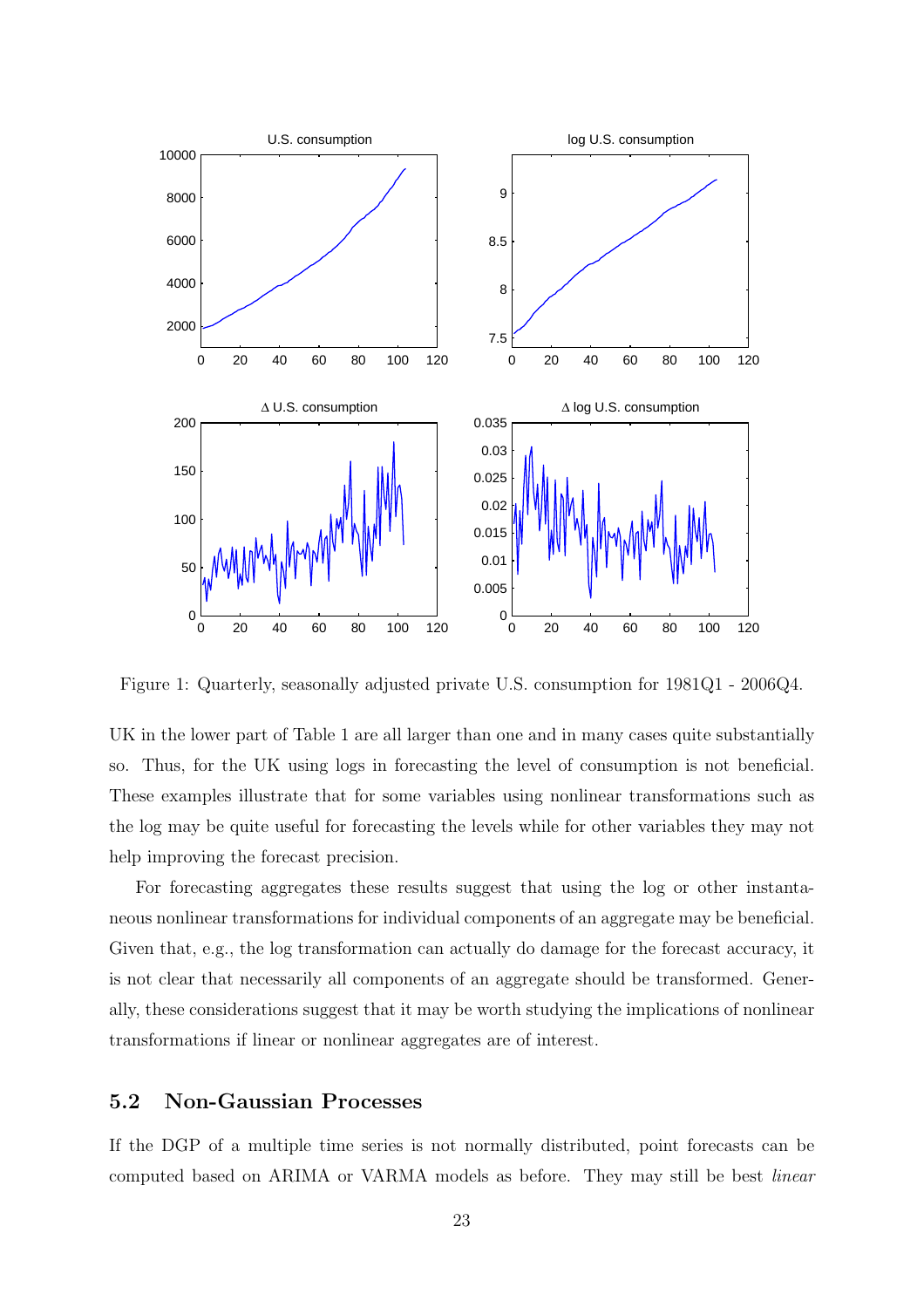Figure 1: Quarterly, seasonally adjusted private U.S. consumption for 1981Q1 - 2006Q4.

UK in the lower part of Table 1 are all larger than one and in many cases quite substantially so. Thus, for the UK using logs in forecasting the level of consumption is not beneficial. These examples illustrate that for some variables using nonlinear transformations such as the log may be quite useful for forecasting the levels while for other variables they may not help improving the forecast precision.

For forecasting aggregates these results suggest that using the log or other instantaneous nonlinear transformations for individual components of an aggregate may be beneficial. Given that, e.g., the log transformation can actually do damage for the forecast accuracy, it is not clear that necessarily all components of an aggregate should be transformed. Generally, these considerations suggest that it may be worth studying the implications of nonlinear transformations if linear or nonlinear aggregates are of interest.

## 5.2 Non-Gaussian Processes

If the DGP of a multiple time series is not normally distributed, point forecasts can be computed based on ARIMA or VARMA models as before. They may still be best *linear*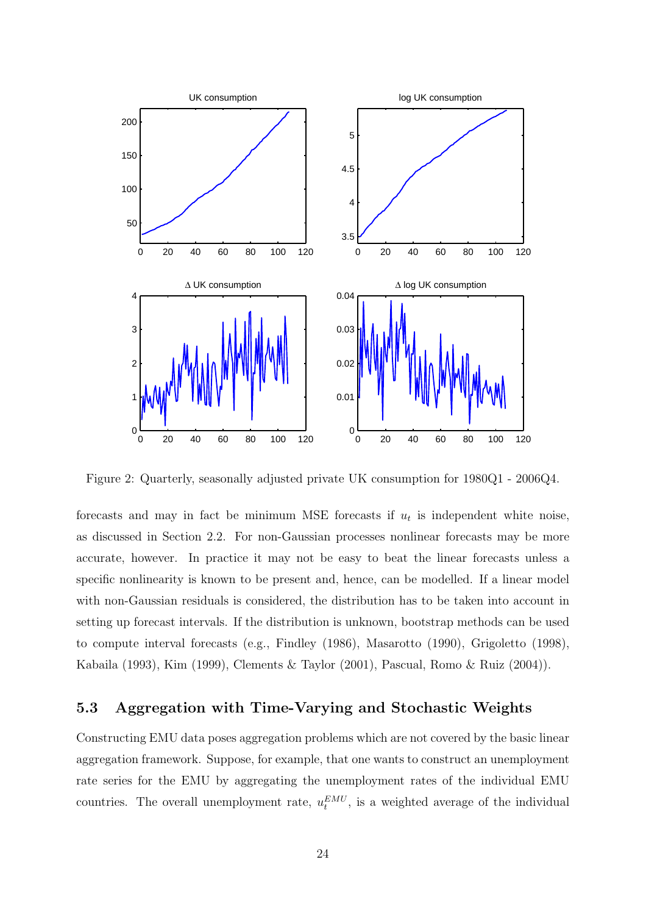Figure 2: Quarterly, seasonally adjusted private UK consumption for 1980Q1 - 2006Q4.

forecasts and may in fact be minimum MSE forecasts if $u_t$ is independent white noise, as discussed in Section 2.2. For non-Gaussian processes nonlinear forecasts may be more accurate, however. In practice it may not be easy to beat the linear forecasts unless a specific nonlinearity is known to be present and, hence, can be modelled. If a linear model with non-Gaussian residuals is considered, the distribution has to be taken into account in setting up forecast intervals. If the distribution is unknown, bootstrap methods can be used to compute interval forecasts (e.g., Findley (1986), Masarotto (1990), Grigoletto (1998), Kabaila (1993), Kim (1999), Clements & Taylor (2001), Pascual, Romo & Ruiz (2004)).

### 5.3 Aggregation with Time-Varying and Stochastic Weights

Constructing EMU data poses aggregation problems which are not covered by the basic linear aggregation framework. Suppose, for example, that one wants to construct an unemployment rate series for the EMU by aggregating the unemployment rates of the individual EMU countries. The overall unemployment rate, $u_t^{EMU}$, is a weighted average of the individual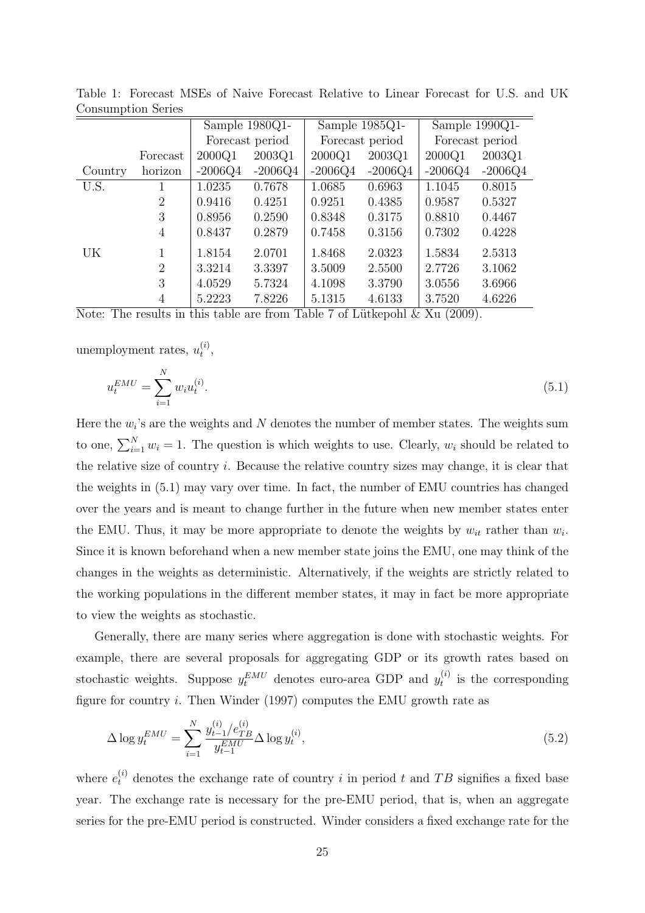Table 1: Forecast MSEs of Naive Forecast Relative to Linear Forecast for U.S. and UK Consumption Series

| | | Sample 1980Q1- | | Sample 1985Q1- | | Sample 1990Q1- | |
|---|---|---|---|---|---|---|---|
| | | Forecast period | | Forecast period | | Forecast period | |
| | Forecast | 2000Q1 | 2003Q1 | 2000Q1 | 2003Q1 | 2000Q1 | 2003Q1 |
| Country | horizon | -2006Q4 | -2006Q4 | -2006Q4 | -2006Q4 | -2006Q4 | -2006Q4 |
| U.S. | 1 | 1.0235 | 0.7678 | 1.0685 | 0.6963 | 1.1045 | 0.8015 |
| | 2 | 0.9416 | 0.4251 | 0.9251 | 0.4385 | 0.9587 | 0.5327 |
| | 3 | 0.8956 | 0.2590 | 0.8348 | 0.3175 | 0.8810 | 0.4467 |
| | 4 | 0.8437 | 0.2879 | 0.7458 | 0.3156 | 0.7302 | 0.4228 |
| UK | 1 | 1.8154 | 2.0701 | 1.8468 | 2.0323 | 1.5834 | 2.5313 |
| | 2 | 3.3214 | 3.3397 | 3.5009 | 2.5500 | 2.7726 | 3.1062 |
| | 3 | 4.0529 | 5.7324 | 4.1098 | 3.3790 | 3.0556 | 3.6966 |
| | 4 | 5.2223 | 7.8226 | 5.1315 | 4.6133 | 3.7520 | 4.6226 |

Note: The results in this table are from Table 7 of Lütkepohl & Xu (2009).

unemployment rates, $u_t^{(i)}$,

$$u_t^{EMU} = \sum_{i=1}^{N} w_i u_t^{(i)}. \tag{5.1}$$

Here the $w_i$'s are the weights and $N$ denotes the number of member states. The weights sum to one, $\sum_{i=1}^{N} w_i = 1$. The question is which weights to use. Clearly, $w_i$ should be related to the relative size of country $i$. Because the relative country sizes may change, it is clear that the weights in (5.1) may vary over time. In fact, the number of EMU countries has changed over the years and is meant to change further in the future when new member states enter the EMU. Thus, it may be more appropriate to denote the weights by $w_{it}$ rather than $w_i$. Since it is known beforehand when a new member state joins the EMU, one may think of the changes in the weights as deterministic. Alternatively, if the weights are strictly related to the working populations in the different member states, it may in fact be more appropriate to view the weights as stochastic.

Generally, there are many series where aggregation is done with stochastic weights. For example, there are several proposals for aggregating GDP or its growth rates based on stochastic weights. Suppose $y_t^{EMU}$ denotes euro-area GDP and $y_t^{(i)}$ is the corresponding figure for country $i$. Then Winder (1997) computes the EMU growth rate as

$$\Delta \log y_t^{EMU} = \sum_{i=1}^{N} \frac{y_{t-1}^{(i)}/e_{TB}^{(i)}}{y_{t-1}^{EMU}} \Delta \log y_t^{(i)}, \tag{5.2}$$

where $e_t^{(i)}$ denotes the exchange rate of country $i$ in period $t$ and $TB$ signifies a fixed base year. The exchange rate is necessary for the pre-EMU period, that is, when an aggregate series for the pre-EMU period is constructed. Winder considers a fixed exchange rate for the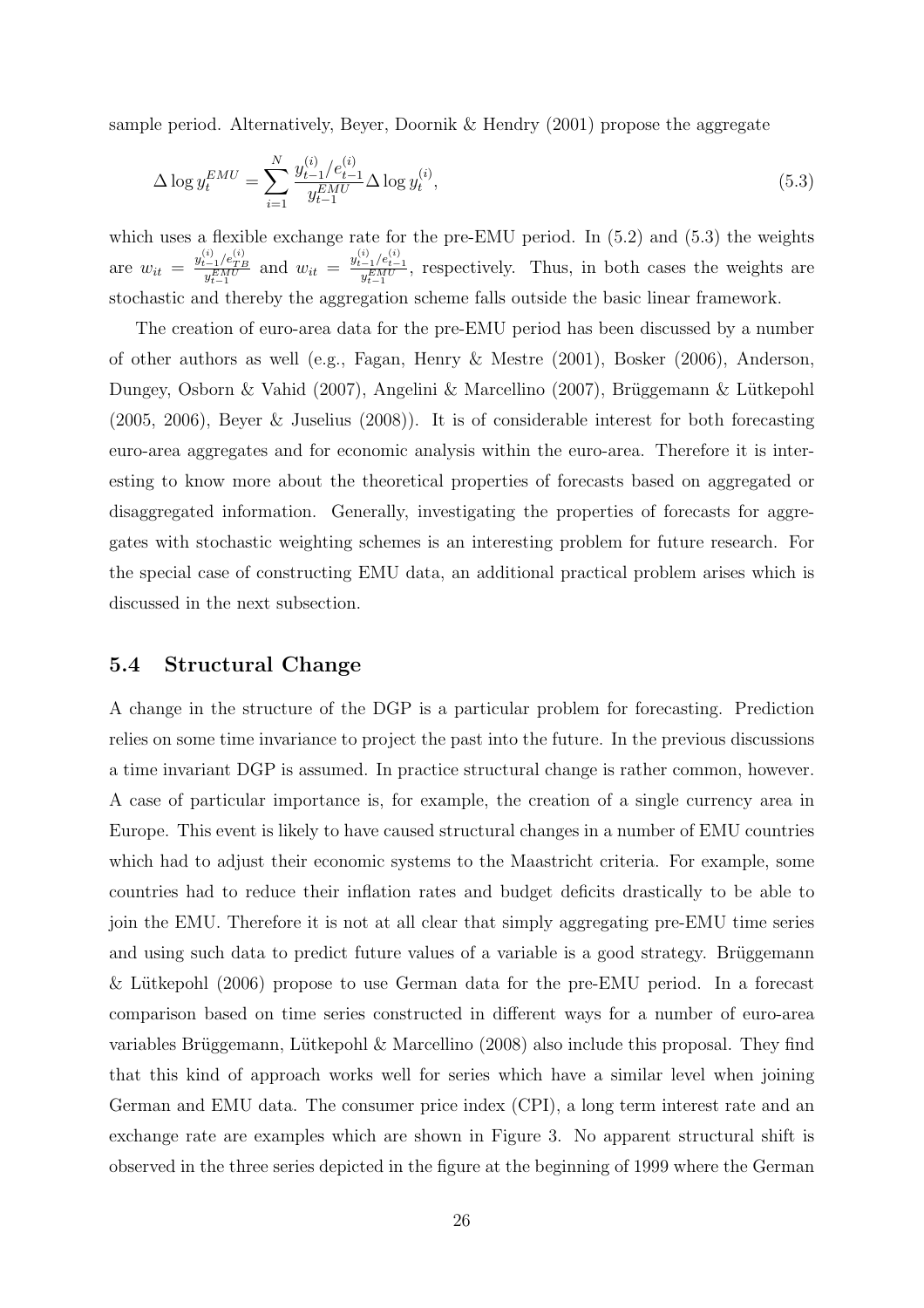sample period. Alternatively, Beyer, Doornik & Hendry (2001) propose the aggregate

$$\Delta \log y_t^{EMU} = \sum_{i=1}^{N} \frac{y_{t-1}^{(i)}/e_{t-1}^{(i)}}{y_{t-1}^{EMU}} \Delta \log y_t^{(i)}, \tag{5.3}$$

which uses a flexible exchange rate for the pre-EMU period. In (5.2) and (5.3) the weights are $w_{it} = \frac{y_{t-1}^{(i)}/e_{TB}^{(i)}}{y_{t-1}^{EMU}}$ and $w_{it} = \frac{y_{t-1}^{(i)}/e_{t-1}^{(i)}}{y_{t-1}^{EMU}}$, respectively. Thus, in both cases the weights are stochastic and thereby the aggregation scheme falls outside the basic linear framework.

The creation of euro-area data for the pre-EMU period has been discussed by a number of other authors as well (e.g., Fagan, Henry & Mestre (2001), Bosker (2006), Anderson, Dungey, Osborn & Vahid (2007), Angelini & Marcellino (2007), Brüggemann & Lütkepohl (2005, 2006), Beyer & Juselius (2008)). It is of considerable interest for both forecasting euro-area aggregates and for economic analysis within the euro-area. Therefore it is interesting to know more about the theoretical properties of forecasts based on aggregated or disaggregated information. Generally, investigating the properties of forecasts for aggregates with stochastic weighting schemes is an interesting problem for future research. For the special case of constructing EMU data, an additional practical problem arises which is discussed in the next subsection.

### 5.4 Structural Change

A change in the structure of the DGP is a particular problem for forecasting. Prediction relies on some time invariance to project the past into the future. In the previous discussions a time invariant DGP is assumed. In practice structural change is rather common, however. A case of particular importance is, for example, the creation of a single currency area in Europe. This event is likely to have caused structural changes in a number of EMU countries which had to adjust their economic systems to the Maastricht criteria. For example, some countries had to reduce their inflation rates and budget deficits drastically to be able to join the EMU. Therefore it is not at all clear that simply aggregating pre-EMU time series and using such data to predict future values of a variable is a good strategy. Brüggemann & Lütkepohl (2006) propose to use German data for the pre-EMU period. In a forecast comparison based on time series constructed in different ways for a number of euro-area variables Brüggemann, Lütkepohl & Marcellino (2008) also include this proposal. They find that this kind of approach works well for series which have a similar level when joining German and EMU data. The consumer price index (CPI), a long term interest rate and an exchange rate are examples which are shown in Figure 3. No apparent structural shift is observed in the three series depicted in the figure at the beginning of 1999 where the German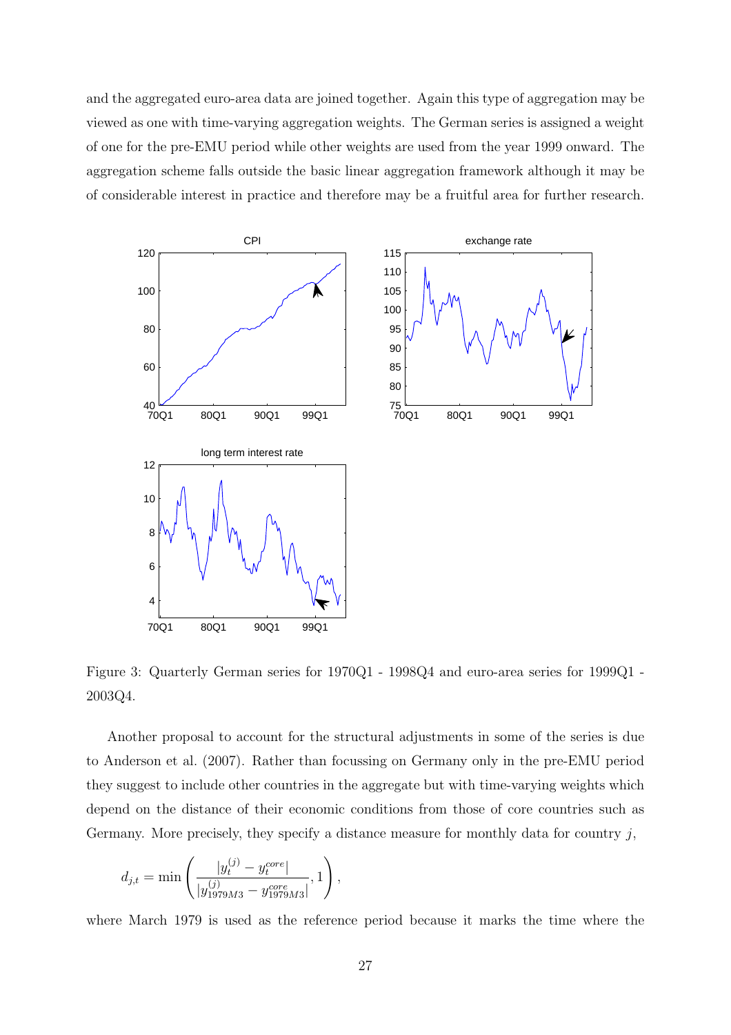and the aggregated euro-area data are joined together. Again this type of aggregation may be viewed as one with time-varying aggregation weights. The German series is assigned a weight of one for the pre-EMU period while other weights are used from the year 1999 onward. The aggregation scheme falls outside the basic linear aggregation framework although it may be of considerable interest in practice and therefore may be a fruitful area for further research.

Figure 3: Quarterly German series for 1970Q1 - 1998Q4 and euro-area series for 1999Q1 - 2003Q4.

Another proposal to account for the structural adjustments in some of the series is due to Anderson et al. (2007). Rather than focussing on Germany only in the pre-EMU period they suggest to include other countries in the aggregate but with time-varying weights which depend on the distance of their economic conditions from those of core countries such as Germany. More precisely, they specify a distance measure for monthly data for country $j$,

$$d_{j,t} = \min\left(\frac{|y_t^{(j)} - y_t^{core}|}{|y_{1979M3}^{(j)} - y_{1979M3}^{core}|}, 1\right),$$

where March 1979 is used as the reference period because it marks the time where the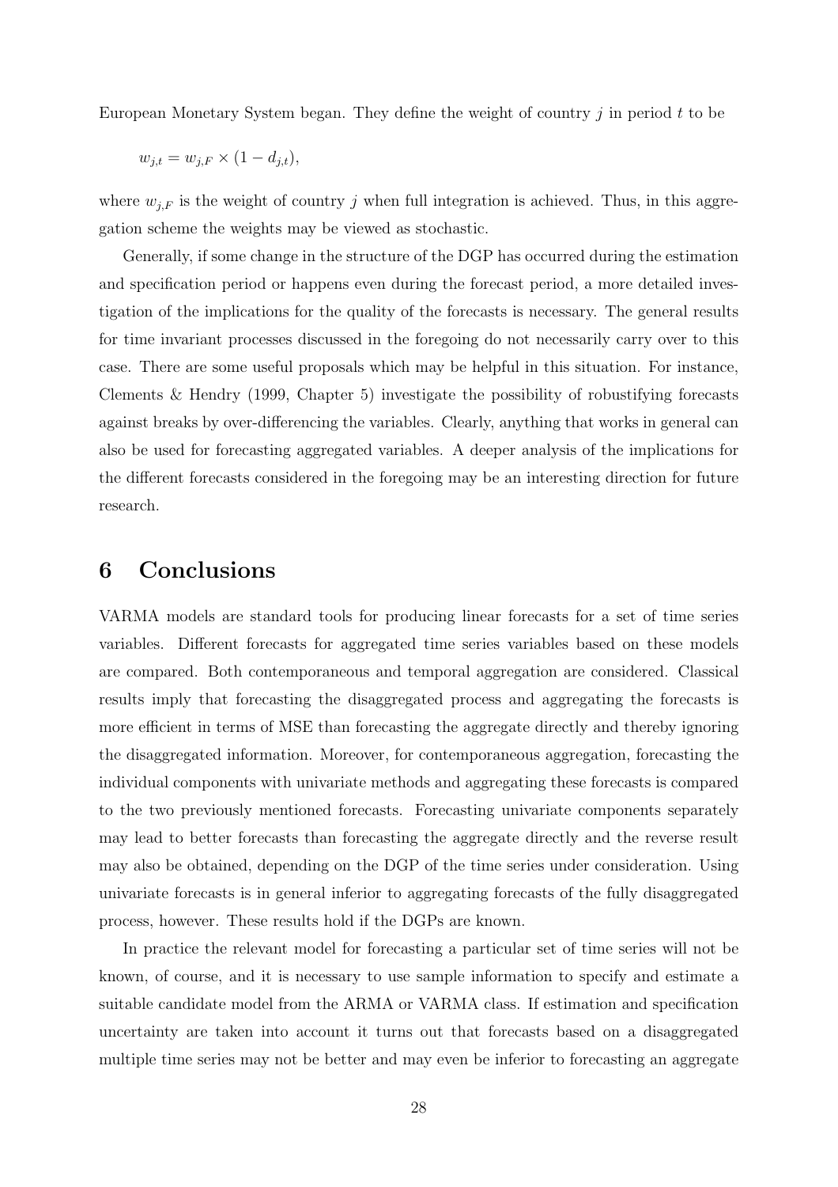European Monetary System began. They define the weight of country $j$ in period $t$ to be

$$w_{j,t} = w_{j,F} \times (1 - d_{j,t}),$$

where $w_{j,F}$ is the weight of country $j$ when full integration is achieved. Thus, in this aggregation scheme the weights may be viewed as stochastic.

Generally, if some change in the structure of the DGP has occurred during the estimation and specification period or happens even during the forecast period, a more detailed investigation of the implications for the quality of the forecasts is necessary. The general results for time invariant processes discussed in the foregoing do not necessarily carry over to this case. There are some useful proposals which may be helpful in this situation. For instance, Clements & Hendry (1999, Chapter 5) investigate the possibility of robustifying forecasts against breaks by over-differencing the variables. Clearly, anything that works in general can also be used for forecasting aggregated variables. A deeper analysis of the implications for the different forecasts considered in the foregoing may be an interesting direction for future research.

# 6 Conclusions

VARMA models are standard tools for producing linear forecasts for a set of time series variables. Different forecasts for aggregated time series variables based on these models are compared. Both contemporaneous and temporal aggregation are considered. Classical results imply that forecasting the disaggregated process and aggregating the forecasts is more efficient in terms of MSE than forecasting the aggregate directly and thereby ignoring the disaggregated information. Moreover, for contemporaneous aggregation, forecasting the individual components with univariate methods and aggregating these forecasts is compared to the two previously mentioned forecasts. Forecasting univariate components separately may lead to better forecasts than forecasting the aggregate directly and the reverse result may also be obtained, depending on the DGP of the time series under consideration. Using univariate forecasts is in general inferior to aggregating forecasts of the fully disaggregated process, however. These results hold if the DGPs are known.

In practice the relevant model for forecasting a particular set of time series will not be known, of course, and it is necessary to use sample information to specify and estimate a suitable candidate model from the ARMA or VARMA class. If estimation and specification uncertainty are taken into account it turns out that forecasts based on a disaggregated multiple time series may not be better and may even be inferior to forecasting an aggregate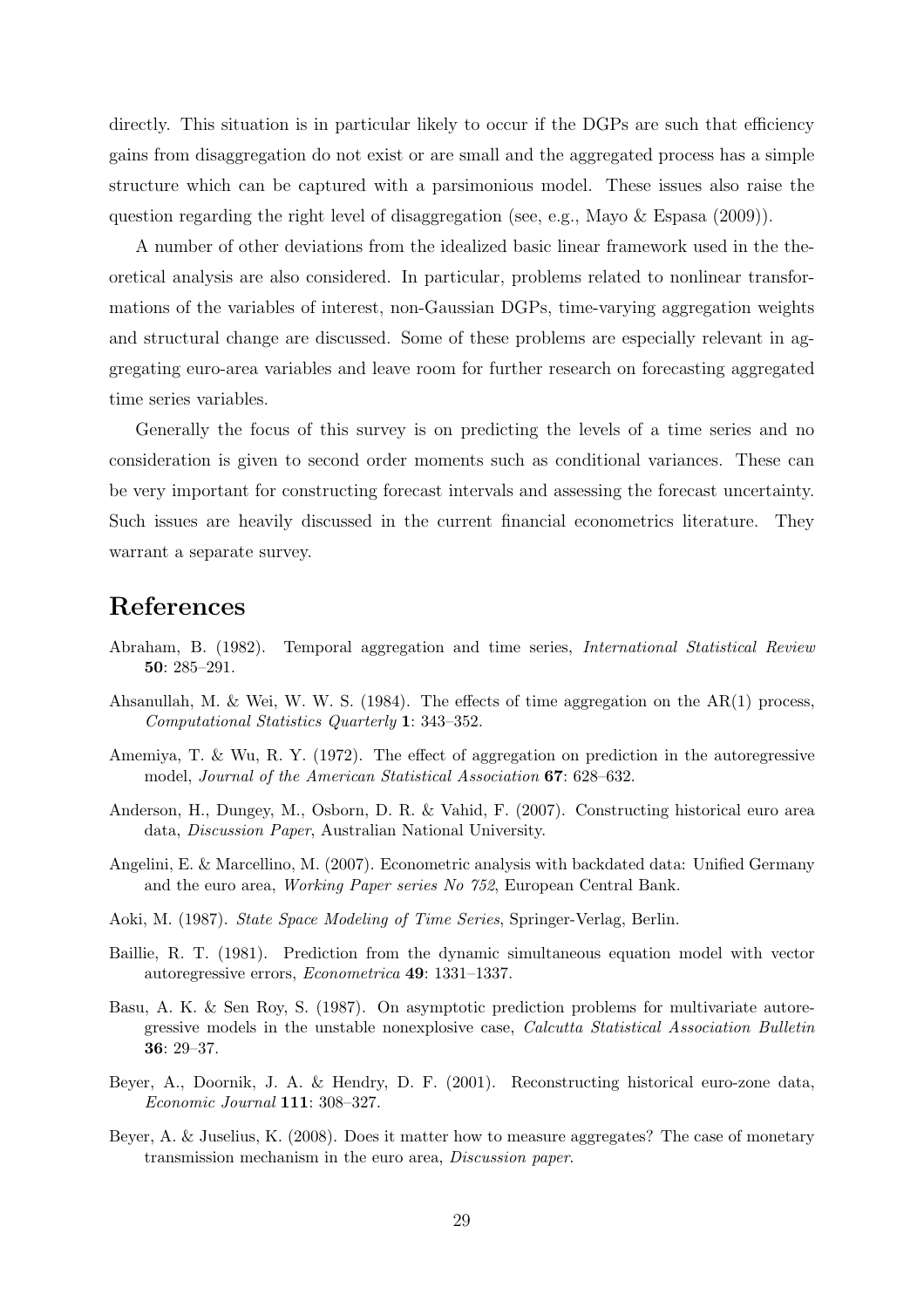directly. This situation is in particular likely to occur if the DGPs are such that efficiency gains from disaggregation do not exist or are small and the aggregated process has a simple structure which can be captured with a parsimonious model. These issues also raise the question regarding the right level of disaggregation (see, e.g., Mayo & Espasa (2009)).

A number of other deviations from the idealized basic linear framework used in the theoretical analysis are also considered. In particular, problems related to nonlinear transformations of the variables of interest, non-Gaussian DGPs, time-varying aggregation weights and structural change are discussed. Some of these problems are especially relevant in aggregating euro-area variables and leave room for further research on forecasting aggregated time series variables.

Generally the focus of this survey is on predicting the levels of a time series and no consideration is given to second order moments such as conditional variances. These can be very important for constructing forecast intervals and assessing the forecast uncertainty. Such issues are heavily discussed in the current financial econometrics literature. They warrant a separate survey.

# References

Abraham, B. (1982). Temporal aggregation and time series, *International Statistical Review* **50**: 285–291.

Ahsanullah, M. & Wei, W. W. S. (1984). The effects of time aggregation on the AR(1) process, *Computational Statistics Quarterly* **1**: 343–352.

Amemiya, T. & Wu, R. Y. (1972). The effect of aggregation on prediction in the autoregressive model, *Journal of the American Statistical Association* **67**: 628–632.

Anderson, H., Dungey, M., Osborn, D. R. & Vahid, F. (2007). Constructing historical euro area data, *Discussion Paper*, Australian National University.

Angelini, E. & Marcellino, M. (2007). Econometric analysis with backdated data: Unified Germany and the euro area, *Working Paper series No 752*, European Central Bank.

Aoki, M. (1987). *State Space Modeling of Time Series*, Springer-Verlag, Berlin.

Baillie, R. T. (1981). Prediction from the dynamic simultaneous equation model with vector autoregressive errors, *Econometrica* **49**: 1331–1337.

Basu, A. K. & Sen Roy, S. (1987). On asymptotic prediction problems for multivariate autoregressive models in the unstable nonexplosive case, *Calcutta Statistical Association Bulletin* **36**: 29–37.

Beyer, A., Doornik, J. A. & Hendry, D. F. (2001). Reconstructing historical euro-zone data, *Economic Journal* **111**: 308–327.

Beyer, A. & Juselius, K. (2008). Does it matter how to measure aggregates? The case of monetary transmission mechanism in the euro area, *Discussion paper*.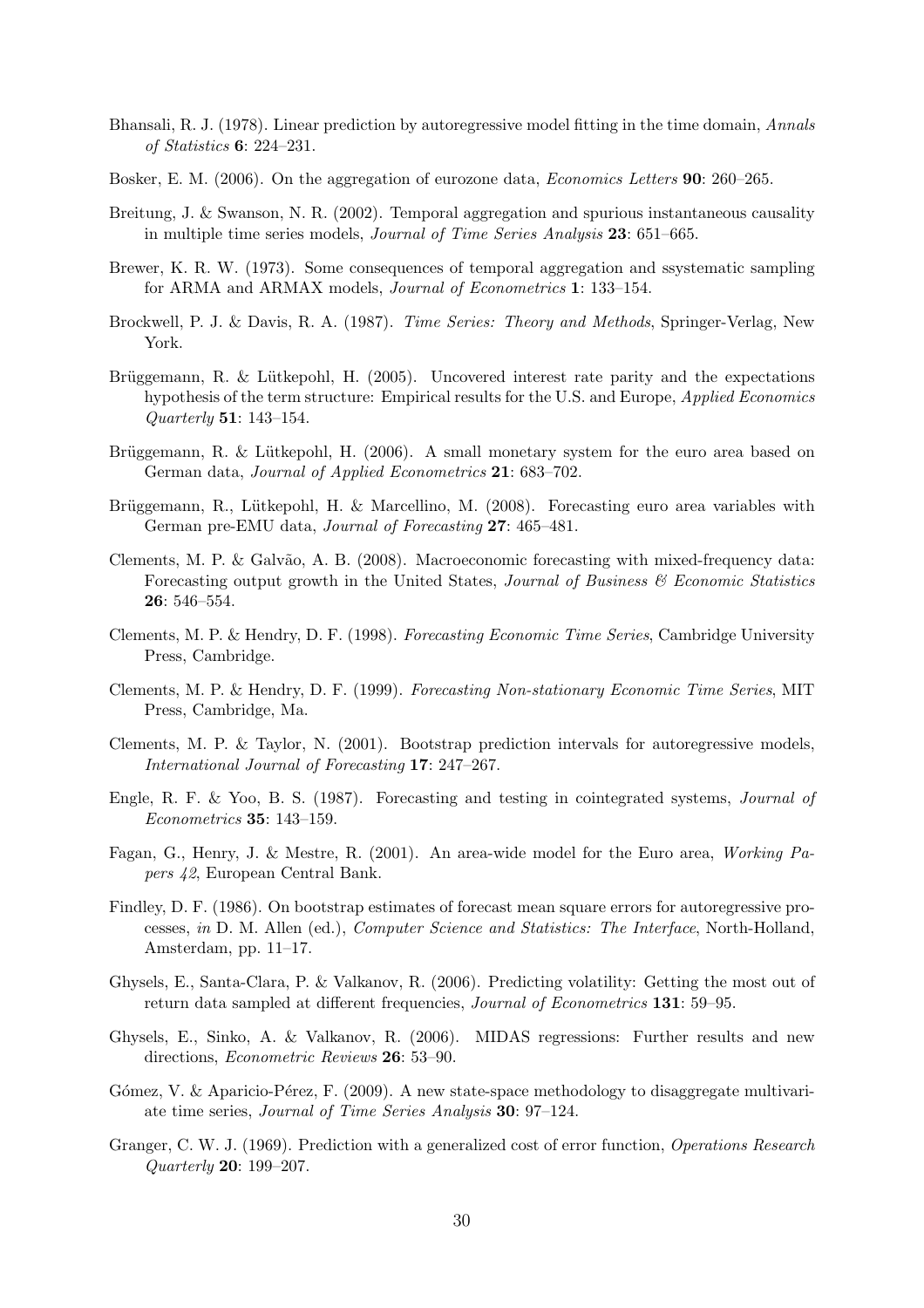Bhansali, R. J. (1978). Linear prediction by autoregressive model fitting in the time domain, *Annals of Statistics* **6**: 224–231.

Bosker, E. M. (2006). On the aggregation of eurozone data, *Economics Letters* **90**: 260–265.

Breitung, J. & Swanson, N. R. (2002). Temporal aggregation and spurious instantaneous causality in multiple time series models, *Journal of Time Series Analysis* **23**: 651–665.

Brewer, K. R. W. (1973). Some consequences of temporal aggregation and ssystematic sampling for ARMA and ARMAX models, *Journal of Econometrics* **1**: 133–154.

Brockwell, P. J. & Davis, R. A. (1987). *Time Series: Theory and Methods*, Springer-Verlag, New York.

Brüggemann, R. & Lütkepohl, H. (2005). Uncovered interest rate parity and the expectations hypothesis of the term structure: Empirical results for the U.S. and Europe, *Applied Economics Quarterly* **51**: 143–154.

Brüggemann, R. & Lütkepohl, H. (2006). A small monetary system for the euro area based on German data, *Journal of Applied Econometrics* **21**: 683–702.

Brüggemann, R., Lütkepohl, H. & Marcellino, M. (2008). Forecasting euro area variables with German pre-EMU data, *Journal of Forecasting* **27**: 465–481.

Clements, M. P. & Galvão, A. B. (2008). Macroeconomic forecasting with mixed-frequency data: Forecasting output growth in the United States, *Journal of Business & Economic Statistics* **26**: 546–554.

Clements, M. P. & Hendry, D. F. (1998). *Forecasting Economic Time Series*, Cambridge University Press, Cambridge.

Clements, M. P. & Hendry, D. F. (1999). *Forecasting Non-stationary Economic Time Series*, MIT Press, Cambridge, Ma.

Clements, M. P. & Taylor, N. (2001). Bootstrap prediction intervals for autoregressive models, *International Journal of Forecasting* **17**: 247–267.

Engle, R. F. & Yoo, B. S. (1987). Forecasting and testing in cointegrated systems, *Journal of Econometrics* **35**: 143–159.

Fagan, G., Henry, J. & Mestre, R. (2001). An area-wide model for the Euro area, *Working Papers 42*, European Central Bank.

Findley, D. F. (1986). On bootstrap estimates of forecast mean square errors for autoregressive processes, *in* D. M. Allen (ed.), *Computer Science and Statistics: The Interface*, North-Holland, Amsterdam, pp. 11–17.

Ghysels, E., Santa-Clara, P. & Valkanov, R. (2006). Predicting volatility: Getting the most out of return data sampled at different frequencies, *Journal of Econometrics* **131**: 59–95.

Ghysels, E., Sinko, A. & Valkanov, R. (2006). MIDAS regressions: Further results and new directions, *Econometric Reviews* **26**: 53–90.

Gómez, V. & Aparicio-Pérez, F. (2009). A new state-space methodology to disaggregate multivariate time series, *Journal of Time Series Analysis* **30**: 97–124.

Granger, C. W. J. (1969). Prediction with a generalized cost of error function, *Operations Research Quarterly* **20**: 199–207.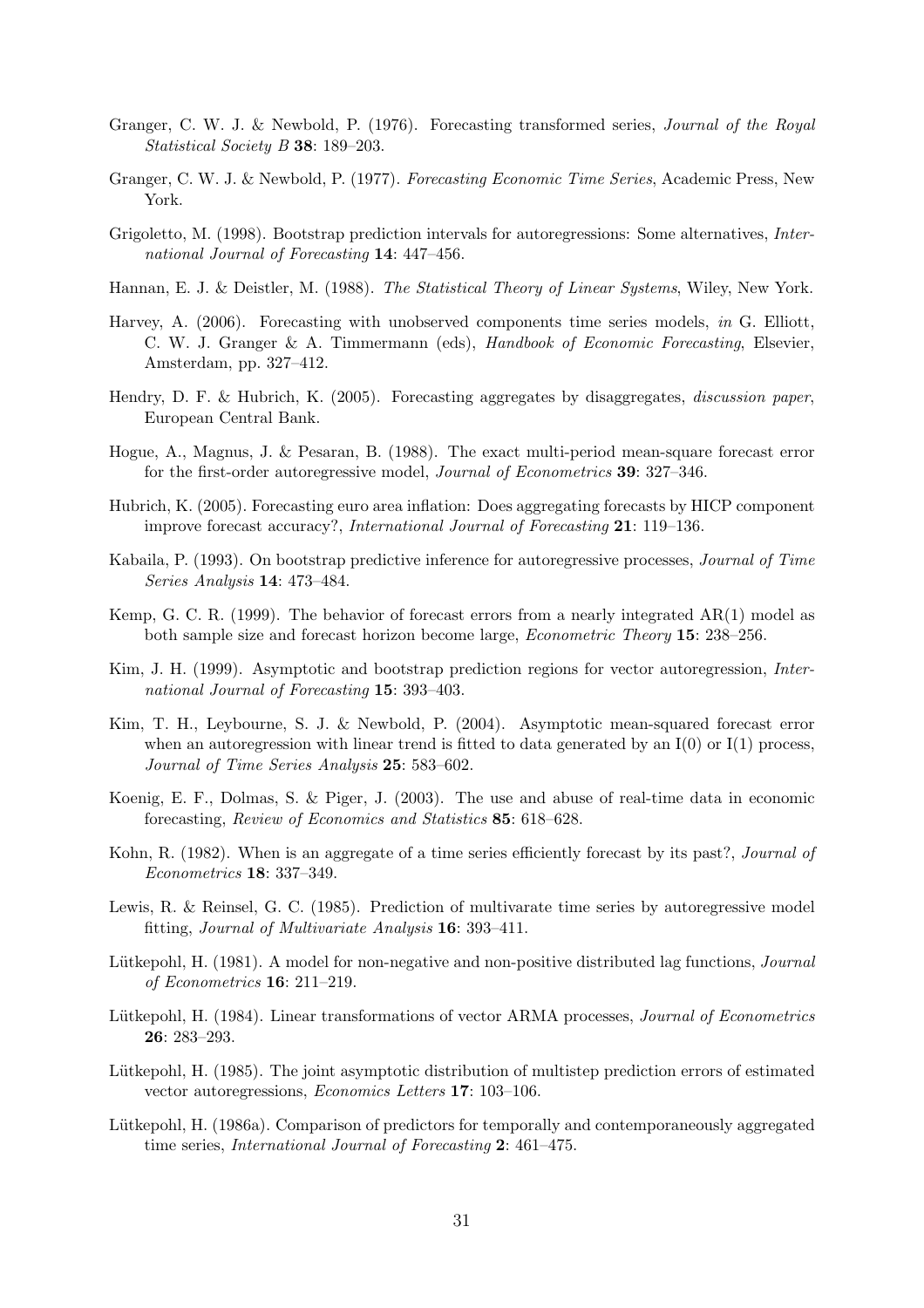Granger, C. W. J. & Newbold, P. (1976). Forecasting transformed series, *Journal of the Royal Statistical Society B* **38**: 189–203.

Granger, C. W. J. & Newbold, P. (1977). *Forecasting Economic Time Series*, Academic Press, New York.

Grigoletto, M. (1998). Bootstrap prediction intervals for autoregressions: Some alternatives, *International Journal of Forecasting* **14**: 447–456.

Hannan, E. J. & Deistler, M. (1988). *The Statistical Theory of Linear Systems*, Wiley, New York.

Harvey, A. (2006). Forecasting with unobserved components time series models, *in* G. Elliott, C. W. J. Granger & A. Timmermann (eds), *Handbook of Economic Forecasting*, Elsevier, Amsterdam, pp. 327–412.

Hendry, D. F. & Hubrich, K. (2005). Forecasting aggregates by disaggregates, *discussion paper*, European Central Bank.

Hogue, A., Magnus, J. & Pesaran, B. (1988). The exact multi-period mean-square forecast error for the first-order autoregressive model, *Journal of Econometrics* **39**: 327–346.

Hubrich, K. (2005). Forecasting euro area inflation: Does aggregating forecasts by HICP component improve forecast accuracy?, *International Journal of Forecasting* **21**: 119–136.

Kabaila, P. (1993). On bootstrap predictive inference for autoregressive processes, *Journal of Time Series Analysis* **14**: 473–484.

Kemp, G. C. R. (1999). The behavior of forecast errors from a nearly integrated AR(1) model as both sample size and forecast horizon become large, *Econometric Theory* **15**: 238–256.

Kim, J. H. (1999). Asymptotic and bootstrap prediction regions for vector autoregression, *International Journal of Forecasting* **15**: 393–403.

Kim, T. H., Leybourne, S. J. & Newbold, P. (2004). Asymptotic mean-squared forecast error when an autoregression with linear trend is fitted to data generated by an I(0) or I(1) process, *Journal of Time Series Analysis* **25**: 583–602.

Koenig, E. F., Dolmas, S. & Piger, J. (2003). The use and abuse of real-time data in economic forecasting, *Review of Economics and Statistics* **85**: 618–628.

Kohn, R. (1982). When is an aggregate of a time series efficiently forecast by its past?, *Journal of Econometrics* **18**: 337–349.

Lewis, R. & Reinsel, G. C. (1985). Prediction of multivarate time series by autoregressive model fitting, *Journal of Multivariate Analysis* **16**: 393–411.

Lütkepohl, H. (1981). A model for non-negative and non-positive distributed lag functions, *Journal of Econometrics* **16**: 211–219.

Lütkepohl, H. (1984). Linear transformations of vector ARMA processes, *Journal of Econometrics* **26**: 283–293.

Lütkepohl, H. (1985). The joint asymptotic distribution of multistep prediction errors of estimated vector autoregressions, *Economics Letters* **17**: 103–106.

Lütkepohl, H. (1986a). Comparison of predictors for temporally and contemporaneously aggregated time series, *International Journal of Forecasting* **2**: 461–475.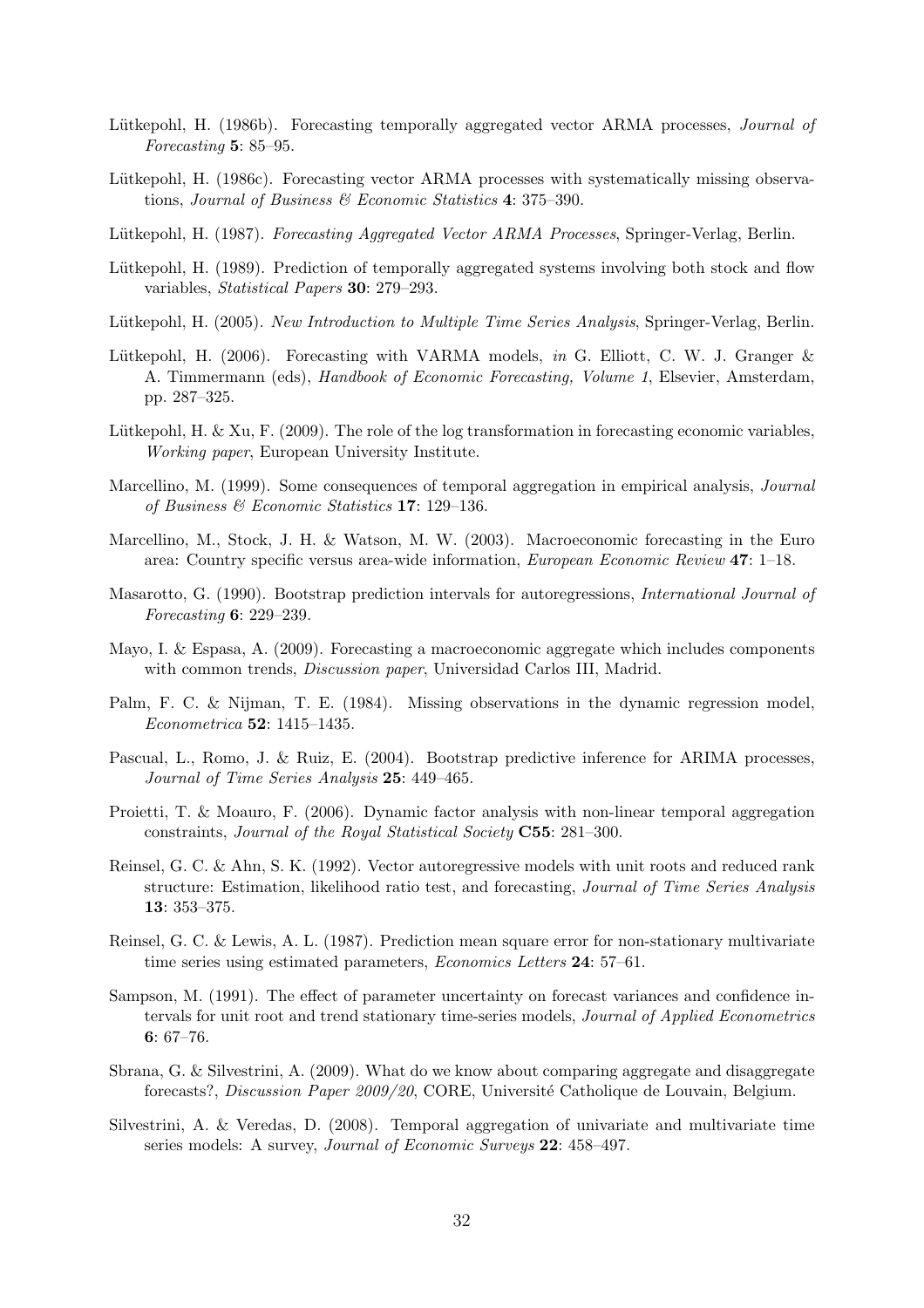Lütkepohl, H. (1986b). Forecasting temporally aggregated vector ARMA processes, *Journal of Forecasting* **5**: 85–95.

Lütkepohl, H. (1986c). Forecasting vector ARMA processes with systematically missing observations, *Journal of Business & Economic Statistics* **4**: 375–390.

Lütkepohl, H. (1987). *Forecasting Aggregated Vector ARMA Processes*, Springer-Verlag, Berlin.

Lütkepohl, H. (1989). Prediction of temporally aggregated systems involving both stock and flow variables, *Statistical Papers* **30**: 279–293.

Lütkepohl, H. (2005). *New Introduction to Multiple Time Series Analysis*, Springer-Verlag, Berlin.

Lütkepohl, H. (2006). Forecasting with VARMA models, *in* G. Elliott, C. W. J. Granger & A. Timmermann (eds), *Handbook of Economic Forecasting, Volume 1*, Elsevier, Amsterdam, pp. 287–325.

Lütkepohl, H. & Xu, F. (2009). The role of the log transformation in forecasting economic variables, *Working paper*, European University Institute.

Marcellino, M. (1999). Some consequences of temporal aggregation in empirical analysis, *Journal of Business & Economic Statistics* **17**: 129–136.

Marcellino, M., Stock, J. H. & Watson, M. W. (2003). Macroeconomic forecasting in the Euro area: Country specific versus area-wide information, *European Economic Review* **47**: 1–18.

Masarotto, G. (1990). Bootstrap prediction intervals for autoregressions, *International Journal of Forecasting* **6**: 229–239.

Mayo, I. & Espasa, A. (2009). Forecasting a macroeconomic aggregate which includes components with common trends, *Discussion paper*, Universidad Carlos III, Madrid.

Palm, F. C. & Nijman, T. E. (1984). Missing observations in the dynamic regression model, *Econometrica* **52**: 1415–1435.

Pascual, L., Romo, J. & Ruiz, E. (2004). Bootstrap predictive inference for ARIMA processes, *Journal of Time Series Analysis* **25**: 449–465.

Proietti, T. & Moauro, F. (2006). Dynamic factor analysis with non-linear temporal aggregation constraints, *Journal of the Royal Statistical Society* **C55**: 281–300.

Reinsel, G. C. & Ahn, S. K. (1992). Vector autoregressive models with unit roots and reduced rank structure: Estimation, likelihood ratio test, and forecasting, *Journal of Time Series Analysis* **13**: 353–375.

Reinsel, G. C. & Lewis, A. L. (1987). Prediction mean square error for non-stationary multivariate time series using estimated parameters, *Economics Letters* **24**: 57–61.

Sampson, M. (1991). The effect of parameter uncertainty on forecast variances and confidence intervals for unit root and trend stationary time-series models, *Journal of Applied Econometrics* **6**: 67–76.

Sbrana, G. & Silvestrini, A. (2009). What do we know about comparing aggregate and disaggregate forecasts?, *Discussion Paper 2009/20*, CORE, Université Catholique de Louvain, Belgium.

Silvestrini, A. & Veredas, D. (2008). Temporal aggregation of univariate and multivariate time series models: A survey, *Journal of Economic Surveys* **22**: 458–497.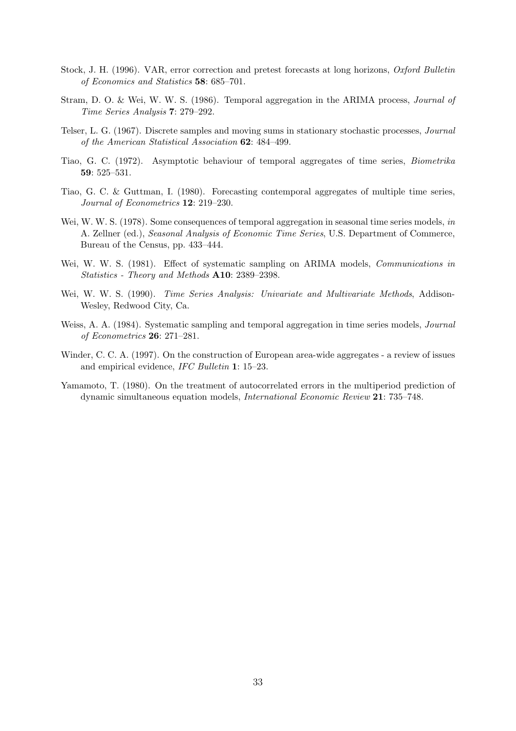Stock, J. H. (1996). VAR, error correction and pretest forecasts at long horizons, *Oxford Bulletin of Economics and Statistics* **58**: 685–701.

Stram, D. O. & Wei, W. W. S. (1986). Temporal aggregation in the ARIMA process, *Journal of Time Series Analysis* **7**: 279–292.

Telser, L. G. (1967). Discrete samples and moving sums in stationary stochastic processes, *Journal of the American Statistical Association* **62**: 484–499.

Tiao, G. C. (1972). Asymptotic behaviour of temporal aggregates of time series, *Biometrika* **59**: 525–531.

Tiao, G. C. & Guttman, I. (1980). Forecasting contemporal aggregates of multiple time series, *Journal of Econometrics* **12**: 219–230.

Wei, W. W. S. (1978). Some consequences of temporal aggregation in seasonal time series models, *in* A. Zellner (ed.), *Seasonal Analysis of Economic Time Series*, U.S. Department of Commerce, Bureau of the Census, pp. 433–444.

Wei, W. W. S. (1981). Effect of systematic sampling on ARIMA models, *Communications in Statistics - Theory and Methods* **A10**: 2389–2398.

Wei, W. W. S. (1990). *Time Series Analysis: Univariate and Multivariate Methods*, Addison-Wesley, Redwood City, Ca.

Weiss, A. A. (1984). Systematic sampling and temporal aggregation in time series models, *Journal of Econometrics* **26**: 271–281.

Winder, C. C. A. (1997). On the construction of European area-wide aggregates - a review of issues and empirical evidence, *IFC Bulletin* **1**: 15–23.

Yamamoto, T. (1980). On the treatment of autocorrelated errors in the multiperiod prediction of dynamic simultaneous equation models, *International Economic Review* **21**: 735–748.